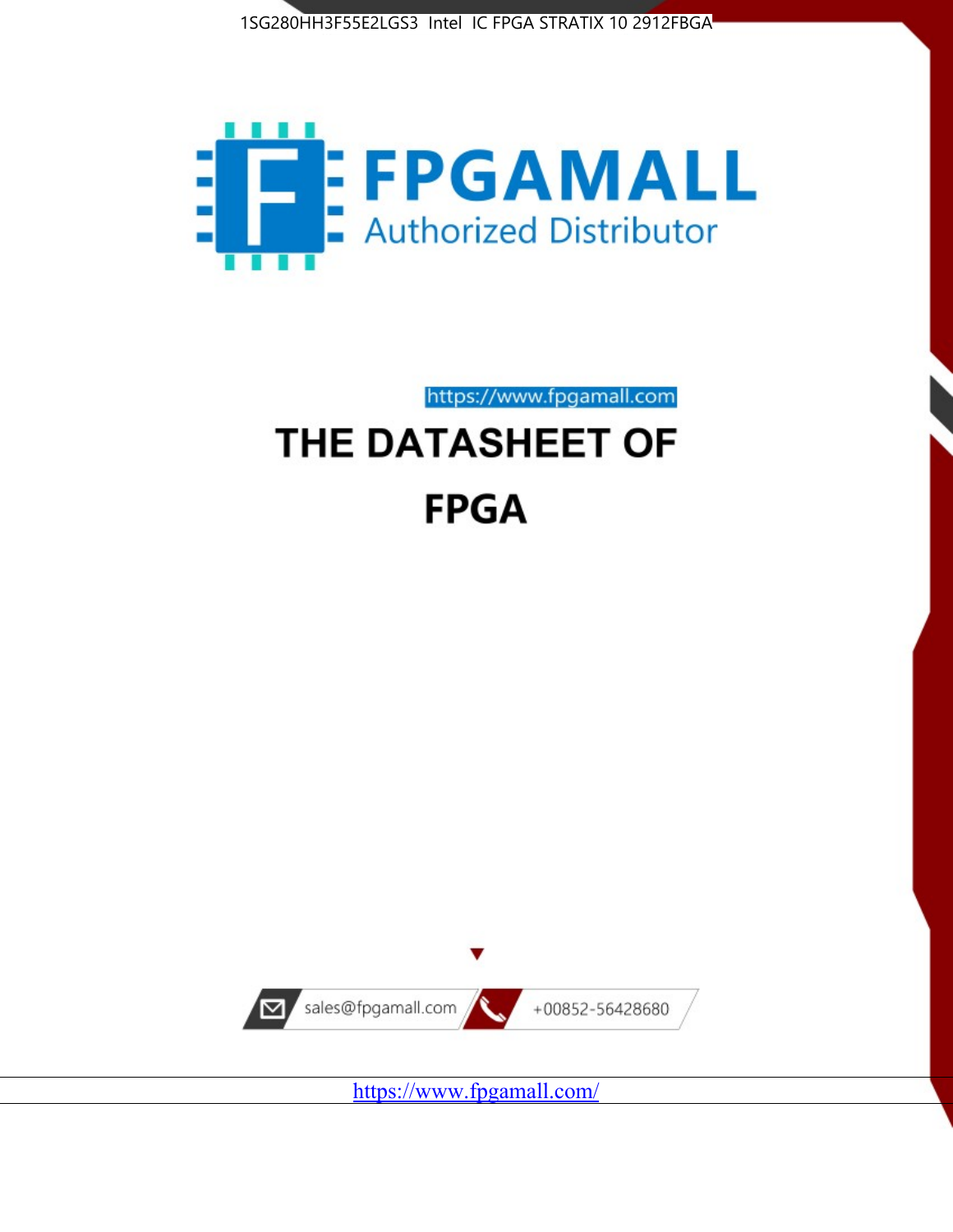1SG280HH3F55E2LGS3 Intel IC FPGA STRATIX 10 2912FBGA

FPGAMALL

Authorized Distributor

https://www.fpgamall.com

# THE DATASHEET OF

# FPGA

sales@fpgamall.com

+00852-56428680

https://www.fpgamall.com/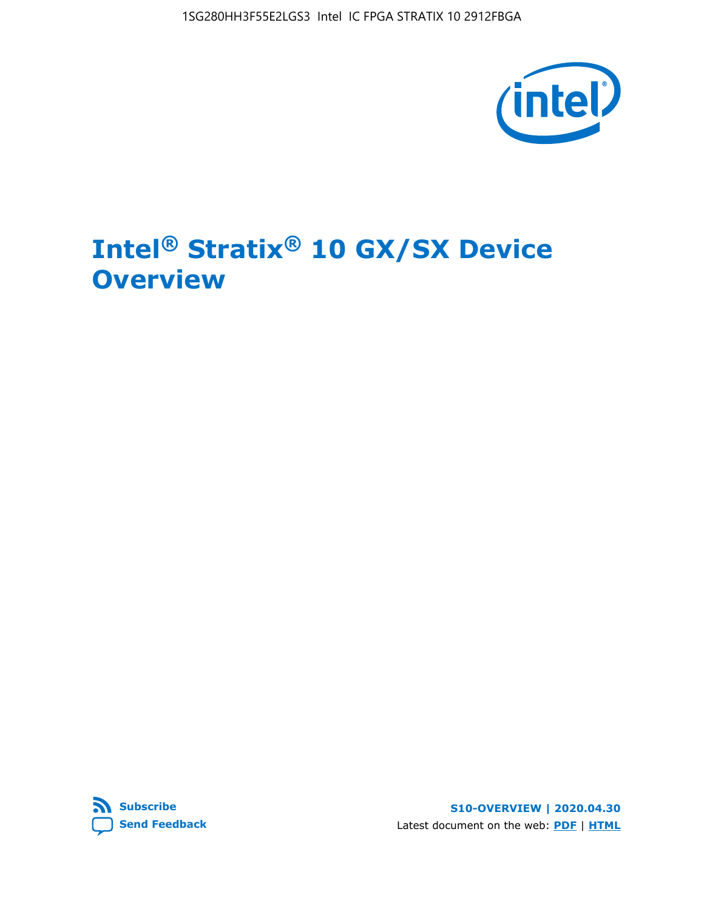# Intel® Stratix® 10 GX/SX Device Overview

Subscribe

Send Feedback

S10-OVERVIEW | 2020.04.30

Latest document on the web: PDF | HTML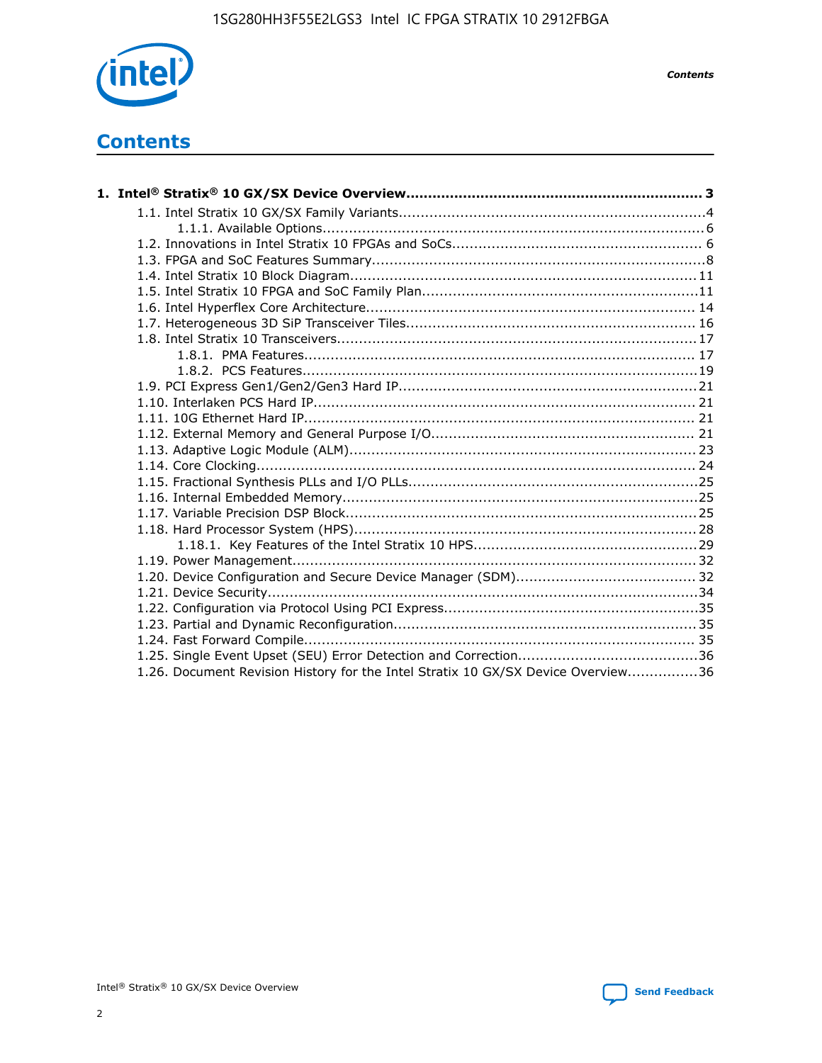# Contents

**1. Intel® Stratix® 10 GX/SX Device Overview....................................................................... 3**

- 1.1. Intel Stratix 10 GX/SX Family Variants.......................................................................4
    - 1.1.1. Available Options.......................................................................................6
- 1.2. Innovations in Intel Stratix 10 FPGAs and SoCs......................................................... 6
- 1.3. FPGA and SoC Features Summary............................................................................8
- 1.4. Intel Stratix 10 Block Diagram...............................................................................11
- 1.5. Intel Stratix 10 FPGA and SoC Family Plan...............................................................11
- 1.6. Intel Hyperflex Core Architecture........................................................................... 14
- 1.7. Heterogeneous 3D SiP Transceiver Tiles.................................................................. 16
- 1.8. Intel Stratix 10 Transceivers..................................................................................17
    - 1.8.1. PMA Features.......................................................................................... 17
    - 1.8.2. PCS Features...........................................................................................19
- 1.9. PCI Express Gen1/Gen2/Gen3 Hard IP....................................................................21
- 1.10. Interlaken PCS Hard IP........................................................................................ 21
- 1.11. 10G Ethernet Hard IP.......................................................................................... 21
- 1.12. External Memory and General Purpose I/O............................................................. 21
- 1.13. Adaptive Logic Module (ALM)................................................................................ 23
- 1.14. Core Clocking..................................................................................................... 24
- 1.15. Fractional Synthesis PLLs and I/O PLLs..................................................................25
- 1.16. Internal Embedded Memory..................................................................................25
- 1.17. Variable Precision DSP Block.................................................................................25
- 1.18. Hard Processor System (HPS)...............................................................................28
    - 1.18.1. Key Features of the Intel Stratix 10 HPS...................................................29
- 1.19. Power Management............................................................................................ 32
- 1.20. Device Configuration and Secure Device Manager (SDM)......................................... 32
- 1.21. Device Security...................................................................................................34
- 1.22. Configuration via Protocol Using PCI Express...........................................................35
- 1.23. Partial and Dynamic Reconfiguration..................................................................... 35
- 1.24. Fast Forward Compile.......................................................................................... 35
- 1.25. Single Event Upset (SEU) Error Detection and Correction.........................................36
- 1.26. Document Revision History for the Intel Stratix 10 GX/SX Device Overview................36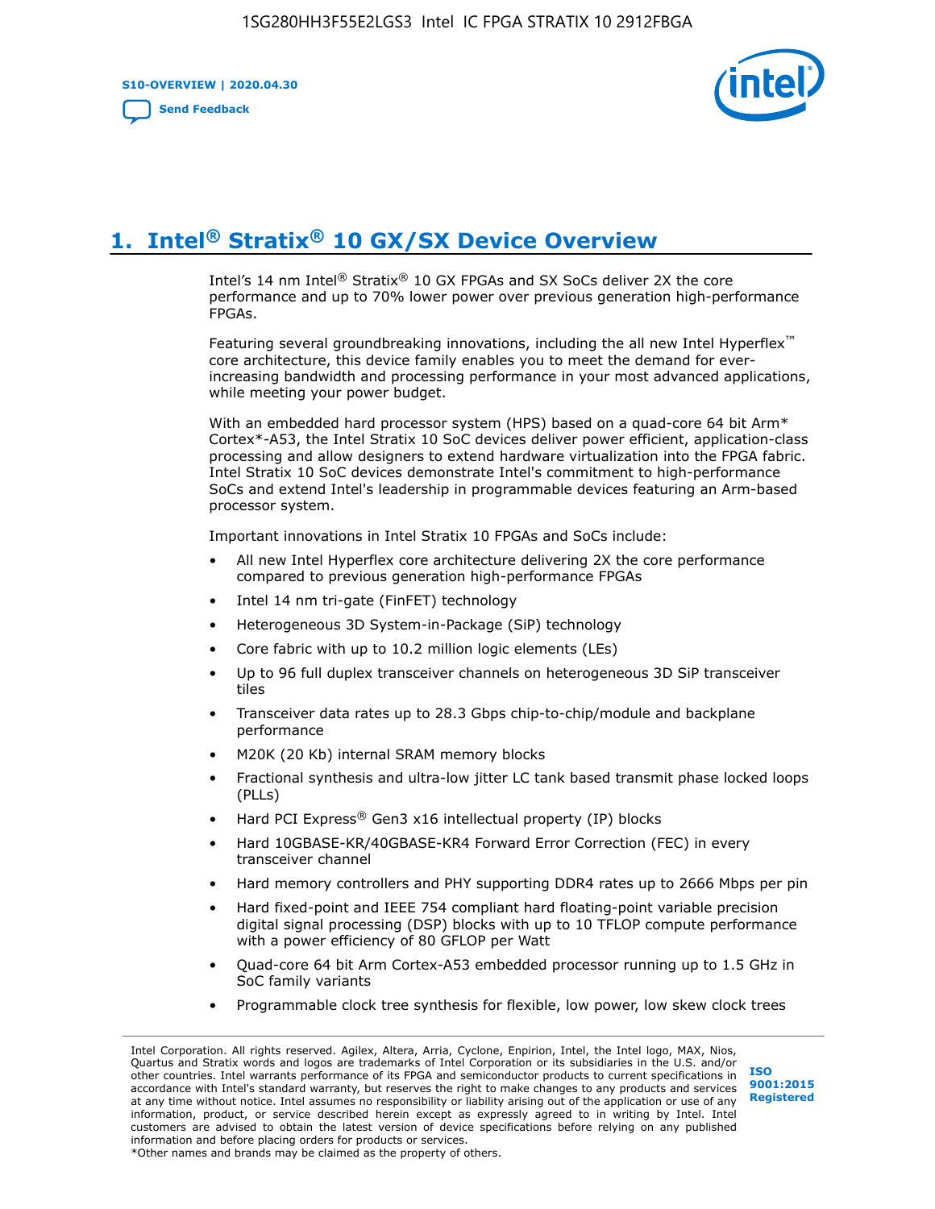# 1. Intel® Stratix® 10 GX/SX Device Overview

Intel's 14 nm Intel® Stratix® 10 GX FPGAs and SX SoCs deliver 2X the core performance and up to 70% lower power over previous generation high-performance FPGAs.

Featuring several groundbreaking innovations, including the all new Intel Hyperflex™ core architecture, this device family enables you to meet the demand for ever-increasing bandwidth and processing performance in your most advanced applications, while meeting your power budget.

With an embedded hard processor system (HPS) based on a quad-core 64 bit Arm* Cortex*-A53, the Intel Stratix 10 SoC devices deliver power efficient, application-class processing and allow designers to extend hardware virtualization into the FPGA fabric. Intel Stratix 10 SoC devices demonstrate Intel's commitment to high-performance SoCs and extend Intel's leadership in programmable devices featuring an Arm-based processor system.

Important innovations in Intel Stratix 10 FPGAs and SoCs include:

- All new Intel Hyperflex core architecture delivering 2X the core performance compared to previous generation high-performance FPGAs
- Intel 14 nm tri-gate (FinFET) technology
- Heterogeneous 3D System-in-Package (SiP) technology
- Core fabric with up to 10.2 million logic elements (LEs)
- Up to 96 full duplex transceiver channels on heterogeneous 3D SiP transceiver tiles
- Transceiver data rates up to 28.3 Gbps chip-to-chip/module and backplane performance
- M20K (20 Kb) internal SRAM memory blocks
- Fractional synthesis and ultra-low jitter LC tank based transmit phase locked loops (PLLs)
- Hard PCI Express® Gen3 x16 intellectual property (IP) blocks
- Hard 10GBASE-KR/40GBASE-KR4 Forward Error Correction (FEC) in every transceiver channel
- Hard memory controllers and PHY supporting DDR4 rates up to 2666 Mbps per pin
- Hard fixed-point and IEEE 754 compliant hard floating-point variable precision digital signal processing (DSP) blocks with up to 10 TFLOP compute performance with a power efficiency of 80 GFLOP per Watt
- Quad-core 64 bit Arm Cortex-A53 embedded processor running up to 1.5 GHz in SoC family variants
- Programmable clock tree synthesis for flexible, low power, low skew clock trees

Intel Corporation. All rights reserved. Agilex, Altera, Arria, Cyclone, Enpirion, Intel, the Intel logo, MAX, Nios, Quartus and Stratix words and logos are trademarks of Intel Corporation or its subsidiaries in the U.S. and/or other countries. Intel warrants performance of its FPGA and semiconductor products to current specifications in accordance with Intel's standard warranty, but reserves the right to make changes to any products and services at any time without notice. Intel assumes no responsibility or liability arising out of the application or use of any information, product, or service described herein except as expressly agreed to in writing by Intel. Intel customers are advised to obtain the latest version of device specifications before relying on any published information and before placing orders for products or services.
*Other names and brands may be claimed as the property of others.

ISO 9001:2015 Registered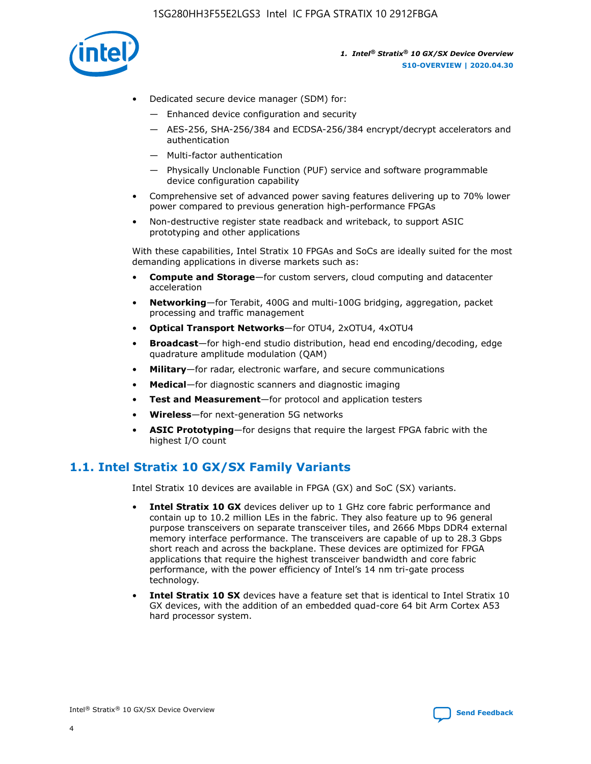- Dedicated secure device manager (SDM) for:
  - Enhanced device configuration and security
  - AES-256, SHA-256/384 and ECDSA-256/384 encrypt/decrypt accelerators and authentication
  - Multi-factor authentication
  - Physically Unclonable Function (PUF) service and software programmable device configuration capability
- Comprehensive set of advanced power saving features delivering up to 70% lower power compared to previous generation high-performance FPGAs
- Non-destructive register state readback and writeback, to support ASIC prototyping and other applications

With these capabilities, Intel Stratix 10 FPGAs and SoCs are ideally suited for the most demanding applications in diverse markets such as:

- **Compute and Storage**—for custom servers, cloud computing and datacenter acceleration
- **Networking**—for Terabit, 400G and multi-100G bridging, aggregation, packet processing and traffic management
- **Optical Transport Networks**—for OTU4, 2xOTU4, 4xOTU4
- **Broadcast**—for high-end studio distribution, head end encoding/decoding, edge quadrature amplitude modulation (QAM)
- **Military**—for radar, electronic warfare, and secure communications
- **Medical**—for diagnostic scanners and diagnostic imaging
- **Test and Measurement**—for protocol and application testers
- **Wireless**—for next-generation 5G networks
- **ASIC Prototyping**—for designs that require the largest FPGA fabric with the highest I/O count

## 1.1. Intel Stratix 10 GX/SX Family Variants

Intel Stratix 10 devices are available in FPGA (GX) and SoC (SX) variants.

- **Intel Stratix 10 GX** devices deliver up to 1 GHz core fabric performance and contain up to 10.2 million LEs in the fabric. They also feature up to 96 general purpose transceivers on separate transceiver tiles, and 2666 Mbps DDR4 external memory interface performance. The transceivers are capable of up to 28.3 Gbps short reach and across the backplane. These devices are optimized for FPGA applications that require the highest transceiver bandwidth and core fabric performance, with the power efficiency of Intel's 14 nm tri-gate process technology.
- **Intel Stratix 10 SX** devices have a feature set that is identical to Intel Stratix 10 GX devices, with the addition of an embedded quad-core 64 bit Arm Cortex A53 hard processor system.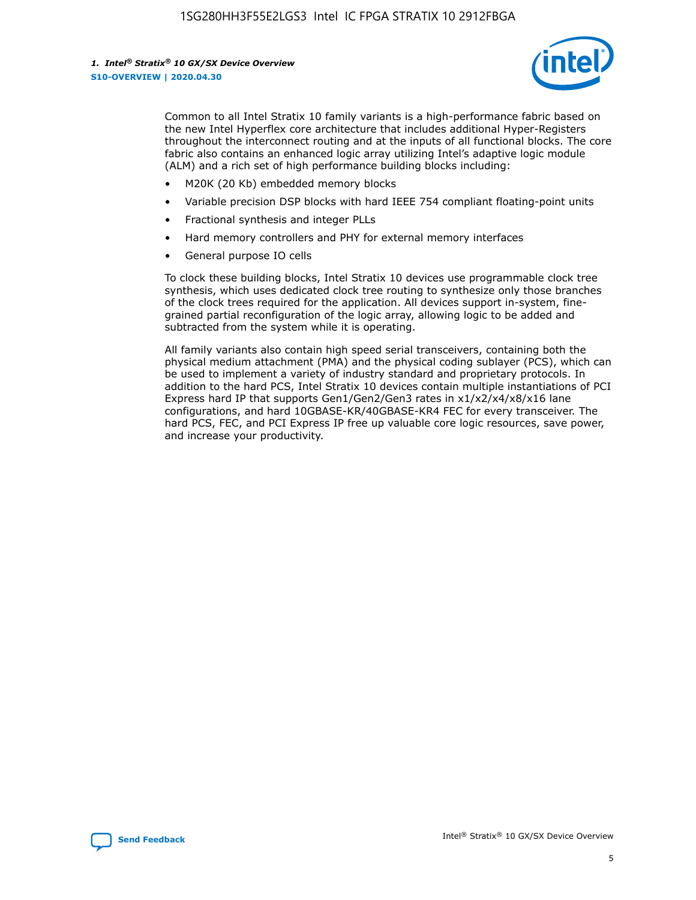Common to all Intel Stratix 10 family variants is a high-performance fabric based on the new Intel Hyperflex core architecture that includes additional Hyper-Registers throughout the interconnect routing and at the inputs of all functional blocks. The core fabric also contains an enhanced logic array utilizing Intel's adaptive logic module (ALM) and a rich set of high performance building blocks including:

- M20K (20 Kb) embedded memory blocks
- Variable precision DSP blocks with hard IEEE 754 compliant floating-point units
- Fractional synthesis and integer PLLs
- Hard memory controllers and PHY for external memory interfaces
- General purpose IO cells

To clock these building blocks, Intel Stratix 10 devices use programmable clock tree synthesis, which uses dedicated clock tree routing to synthesize only those branches of the clock trees required for the application. All devices support in-system, fine-grained partial reconfiguration of the logic array, allowing logic to be added and subtracted from the system while it is operating.

All family variants also contain high speed serial transceivers, containing both the physical medium attachment (PMA) and the physical coding sublayer (PCS), which can be used to implement a variety of industry standard and proprietary protocols. In addition to the hard PCS, Intel Stratix 10 devices contain multiple instantiations of PCI Express hard IP that supports Gen1/Gen2/Gen3 rates in x1/x2/x4/x8/x16 lane configurations, and hard 10GBASE-KR/40GBASE-KR4 FEC for every transceiver. The hard PCS, FEC, and PCI Express IP free up valuable core logic resources, save power, and increase your productivity.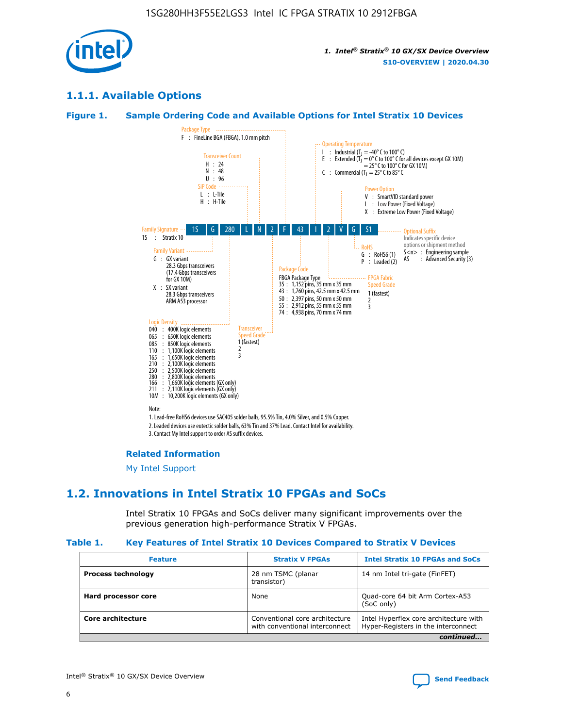## 1.1.1. Available Options

### Figure 1. Sample Ordering Code and Available Options for Intel Stratix 10 Devices

Package Type
F : FineLine BGA (FBGA), 1.0 mm pitch

Transceiver Count
H : 24
N : 48
U : 96

SiP Code
L : L-Tile
H : H-Tile

Operating Temperature
I : Industrial ($T_J$ = -40° C to 100° C)
E : Extended ($T_J$ = 0° C to 100° C for all devices except GX 10M) = 25° C to 100° C for GX 10M)
C : Commercial ($T_J$ = 25° C to 85° C

Power Option
V : SmartVID standard power
L : Low Power (Fixed Voltage)
X : Extreme Low Power (Fixed Voltage)

| 1S | G | 280 | L | N | 2 | F | 43 | I | 2 | V | G | S1 |
|---|---|---|---|---|---|---|---|---|---|---|---|---|

Family Signature
1S : Stratix 10

Family Variant
G : GX variant
28.3 Gbps transceivers
(17.4 Gbps transceivers for GX 10M)
X : SX variant
28.3 Gbps transceivers
ARM A53 processor

Logic Density
040 : 400K logic elements
065 : 650K logic elements
085 : 850K logic elements
110 : 1,100K logic elements
165 : 1,650K logic elements
210 : 2,100K logic elements
250 : 2,500K logic elements
280 : 2,800K logic elements
166 : 1,660K logic elements (GX only)
211 : 2,110K logic elements (GX only)
10M : 10,200K logic elements (GX only)

Transceiver Speed Grade
1 (fastest)
2
3

Package Code
FBGA Package Type
35 : 1,152 pins, 35 mm x 35 mm
43 : 1,760 pins, 42.5 mm x 42.5 mm
50 : 2,397 pins, 50 mm x 50 mm
55 : 2,912 pins, 55 mm x 55 mm
74 : 4,938 pins, 70 mm x 74 mm

FPGA Fabric Speed Grade
1 (fastest)
2
3

RoHS
G : RoHS6 (1)
P : Leaded (2)

Optional Suffix
Indicates specific device options or shipment method
S<n> : Engineering sample
AS : Advanced Security (3)

Note:
1. Lead-free RoHS6 devices use SAC405 solder balls, 95.5% Tin, 4.0% Silver, and 0.5% Copper.
2. Leaded devices use eutectic solder balls, 63% Tin and 37% Lead. Contact Intel for availability.
3. Contact My Intel support to order AS suffix devices.

#### Related Information

My Intel Support

## 1.2. Innovations in Intel Stratix 10 FPGAs and SoCs

Intel Stratix 10 FPGAs and SoCs deliver many significant improvements over the previous generation high-performance Stratix V FPGAs.

### Table 1. Key Features of Intel Stratix 10 Devices Compared to Stratix V Devices

| Feature | Stratix V FPGAs | Intel Stratix 10 FPGAs and SoCs |
|---|---|---|
| **Process technology** | 28 nm TSMC (planar transistor) | 14 nm Intel tri-gate (FinFET) |
| **Hard processor core** | None | Quad-core 64 bit Arm Cortex-A53 (SoC only) |
| **Core architecture** | Conventional core architecture with conventional interconnect | Intel Hyperflex core architecture with Hyper-Registers in the interconnect |

*continued...*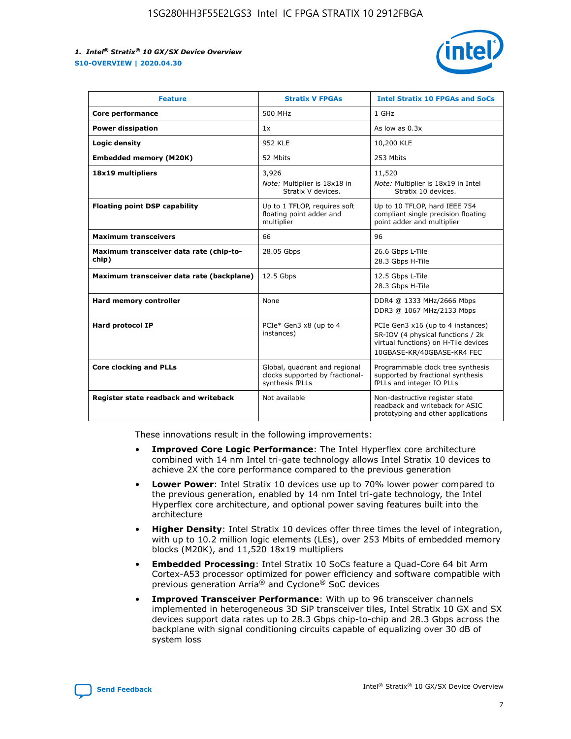| Feature | Stratix V FPGAs | Intel Stratix 10 FPGAs and SoCs |
| --- | --- | --- |
| **Core performance** | 500 MHz | 1 GHz |
| **Power dissipation** | 1x | As low as 0.3x |
| **Logic density** | 952 KLE | 10,200 KLE |
| **Embedded memory (M20K)** | 52 Mbits | 253 Mbits |
| **18x19 multipliers** | 3,926<br>*Note:* Multiplier is 18x18 in Stratix V devices. | 11,520<br>*Note:* Multiplier is 18x19 in Intel Stratix 10 devices. |
| **Floating point DSP capability** | Up to 1 TFLOP, requires soft floating point adder and multiplier | Up to 10 TFLOP, hard IEEE 754 compliant single precision floating point adder and multiplier |
| **Maximum transceivers** | 66 | 96 |
| **Maximum transceiver data rate (chip-to-chip)** | 28.05 Gbps | 26.6 Gbps L-Tile<br>28.3 Gbps H-Tile |
| **Maximum transceiver data rate (backplane)** | 12.5 Gbps | 12.5 Gbps L-Tile<br>28.3 Gbps H-Tile |
| **Hard memory controller** | None | DDR4 @ 1333 MHz/2666 Mbps<br>DDR3 @ 1067 MHz/2133 Mbps |
| **Hard protocol IP** | PCIe* Gen3 x8 (up to 4 instances) | PCIe Gen3 x16 (up to 4 instances)<br>SR-IOV (4 physical functions / 2k virtual functions) on H-Tile devices<br>10GBASE-KR/40GBASE-KR4 FEC |
| **Core clocking and PLLs** | Global, quadrant and regional clocks supported by fractional-synthesis fPLLs | Programmable clock tree synthesis supported by fractional synthesis fPLLs and integer IO PLLs |
| **Register state readback and writeback** | Not available | Non-destructive register state readback and writeback for ASIC prototyping and other applications |

These innovations result in the following improvements:

- **Improved Core Logic Performance**: The Intel Hyperflex core architecture combined with 14 nm Intel tri-gate technology allows Intel Stratix 10 devices to achieve 2X the core performance compared to the previous generation
- **Lower Power**: Intel Stratix 10 devices use up to 70% lower power compared to the previous generation, enabled by 14 nm Intel tri-gate technology, the Intel Hyperflex core architecture, and optional power saving features built into the architecture
- **Higher Density**: Intel Stratix 10 devices offer three times the level of integration, with up to 10.2 million logic elements (LEs), over 253 Mbits of embedded memory blocks (M20K), and 11,520 18x19 multipliers
- **Embedded Processing**: Intel Stratix 10 SoCs feature a Quad-Core 64 bit Arm Cortex-A53 processor optimized for power efficiency and software compatible with previous generation Arria® and Cyclone® SoC devices
- **Improved Transceiver Performance**: With up to 96 transceiver channels implemented in heterogeneous 3D SiP transceiver tiles, Intel Stratix 10 GX and SX devices support data rates up to 28.3 Gbps chip-to-chip and 28.3 Gbps across the backplane with signal conditioning circuits capable of equalizing over 30 dB of system loss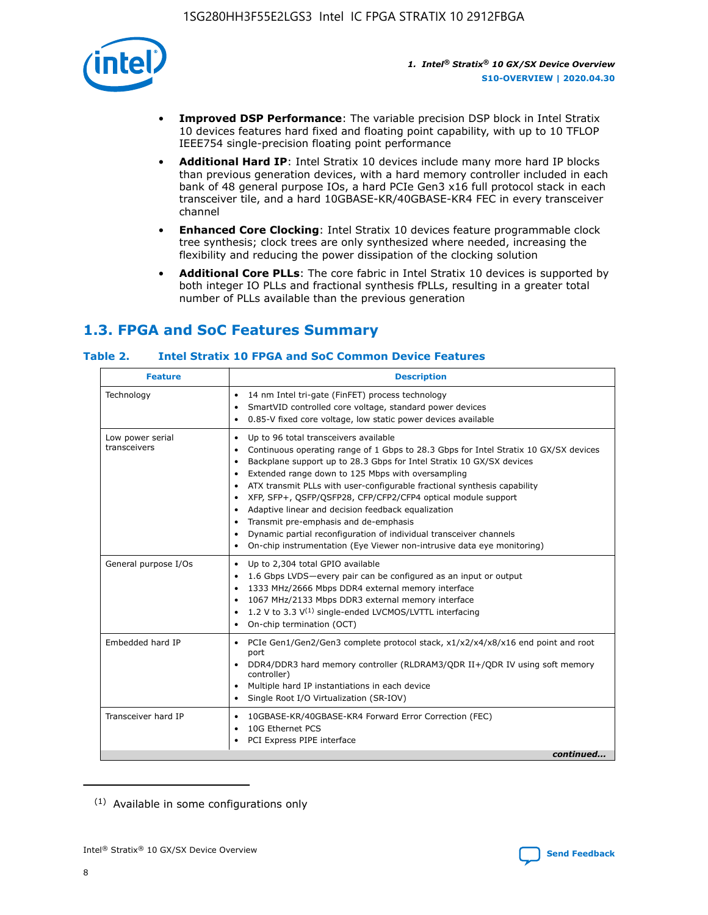- **Improved DSP Performance**: The variable precision DSP block in Intel Stratix 10 devices features hard fixed and floating point capability, with up to 10 TFLOP IEEE754 single-precision floating point performance
- **Additional Hard IP**: Intel Stratix 10 devices include many more hard IP blocks than previous generation devices, with a hard memory controller included in each bank of 48 general purpose IOs, a hard PCIe Gen3 x16 full protocol stack in each transceiver tile, and a hard 10GBASE-KR/40GBASE-KR4 FEC in every transceiver channel
- **Enhanced Core Clocking**: Intel Stratix 10 devices feature programmable clock tree synthesis; clock trees are only synthesized where needed, increasing the flexibility and reducing the power dissipation of the clocking solution
- **Additional Core PLLs**: The core fabric in Intel Stratix 10 devices is supported by both integer IO PLLs and fractional synthesis fPLLs, resulting in a greater total number of PLLs available than the previous generation

## 1.3. FPGA and SoC Features Summary

### Table 2. Intel Stratix 10 FPGA and SoC Common Device Features

| Feature | Description |
|---|---|
| Technology | • 14 nm Intel tri-gate (FinFET) process technology<br>• SmartVID controlled core voltage, standard power devices<br>• 0.85-V fixed core voltage, low static power devices available |
| Low power serial transceivers | • Up to 96 total transceivers available<br>• Continuous operating range of 1 Gbps to 28.3 Gbps for Intel Stratix 10 GX/SX devices<br>• Backplane support up to 28.3 Gbps for Intel Stratix 10 GX/SX devices<br>• Extended range down to 125 Mbps with oversampling<br>• ATX transmit PLLs with user-configurable fractional synthesis capability<br>• XFP, SFP+, QSFP/QSFP28, CFP/CFP2/CFP4 optical module support<br>• Adaptive linear and decision feedback equalization<br>• Transmit pre-emphasis and de-emphasis<br>• Dynamic partial reconfiguration of individual transceiver channels<br>• On-chip instrumentation (Eye Viewer non-intrusive data eye monitoring) |
| General purpose I/Os | • Up to 2,304 total GPIO available<br>• 1.6 Gbps LVDS—every pair can be configured as an input or output<br>• 1333 MHz/2666 Mbps DDR4 external memory interface<br>• 1067 MHz/2133 Mbps DDR3 external memory interface<br>• 1.2 V to 3.3 V[1] single-ended LVCMOS/LVTTL interfacing<br>• On-chip termination (OCT) |
| Embedded hard IP | • PCIe Gen1/Gen2/Gen3 complete protocol stack, x1/x2/x4/x8/x16 end point and root port<br>• DDR4/DDR3 hard memory controller (RLDRAM3/QDR II+/QDR IV using soft memory controller)<br>• Multiple hard IP instantiations in each device<br>• Single Root I/O Virtualization (SR-IOV) |
| Transceiver hard IP | • 10GBASE-KR/40GBASE-KR4 Forward Error Correction (FEC)<br>• 10G Ethernet PCS<br>• PCI Express PIPE interface |

*continued...*

(1) Available in some configurations only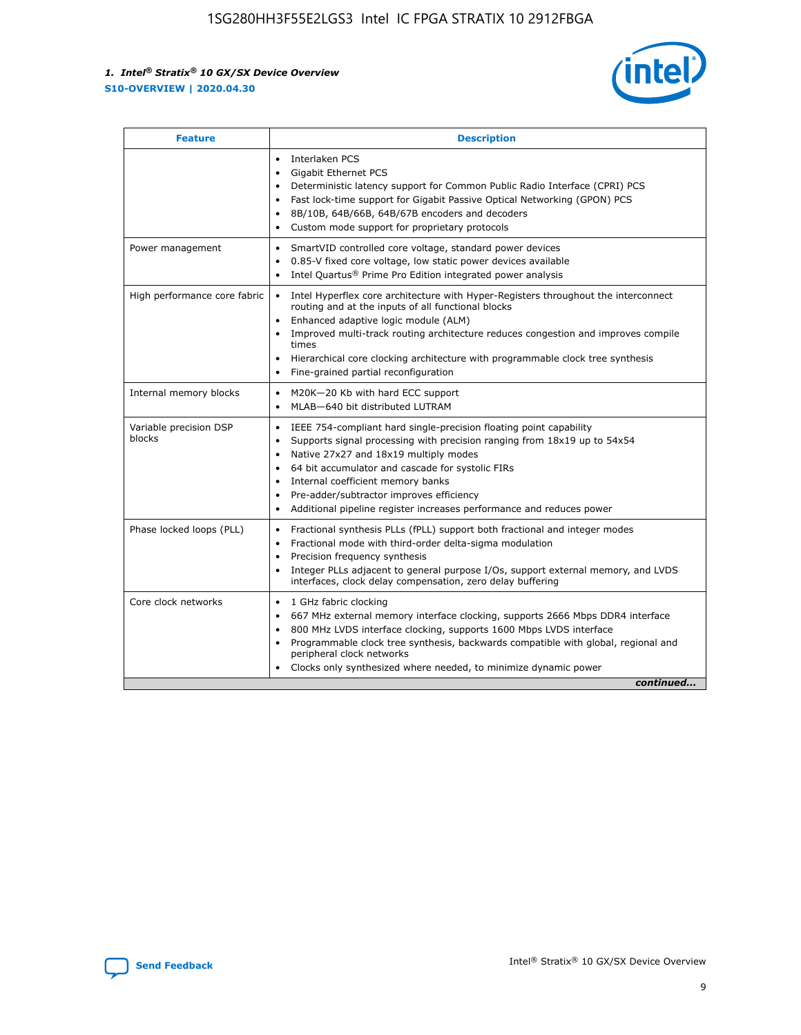| Feature | Description |
| --- | --- |
| | • Interlaken PCS<br>• Gigabit Ethernet PCS<br>• Deterministic latency support for Common Public Radio Interface (CPRI) PCS<br>• Fast lock-time support for Gigabit Passive Optical Networking (GPON) PCS<br>• 8B/10B, 64B/66B, 64B/67B encoders and decoders<br>• Custom mode support for proprietary protocols |
| Power management | • SmartVID controlled core voltage, standard power devices<br>• 0.85-V fixed core voltage, low static power devices available<br>• Intel Quartus® Prime Pro Edition integrated power analysis |
| High performance core fabric | • Intel Hyperflex core architecture with Hyper-Registers throughout the interconnect routing and at the inputs of all functional blocks<br>• Enhanced adaptive logic module (ALM)<br>• Improved multi-track routing architecture reduces congestion and improves compile times<br>• Hierarchical core clocking architecture with programmable clock tree synthesis<br>• Fine-grained partial reconfiguration |
| Internal memory blocks | • M20K—20 Kb with hard ECC support<br>• MLAB—640 bit distributed LUTRAM |
| Variable precision DSP blocks | • IEEE 754-compliant hard single-precision floating point capability<br>• Supports signal processing with precision ranging from 18x19 up to 54x54<br>• Native 27x27 and 18x19 multiply modes<br>• 64 bit accumulator and cascade for systolic FIRs<br>• Internal coefficient memory banks<br>• Pre-adder/subtractor improves efficiency<br>• Additional pipeline register increases performance and reduces power |
| Phase locked loops (PLL) | • Fractional synthesis PLLs (fPLL) support both fractional and integer modes<br>• Fractional mode with third-order delta-sigma modulation<br>• Precision frequency synthesis<br>• Integer PLLs adjacent to general purpose I/Os, support external memory, and LVDS interfaces, clock delay compensation, zero delay buffering |
| Core clock networks | • 1 GHz fabric clocking<br>• 667 MHz external memory interface clocking, supports 2666 Mbps DDR4 interface<br>• 800 MHz LVDS interface clocking, supports 1600 Mbps LVDS interface<br>• Programmable clock tree synthesis, backwards compatible with global, regional and peripheral clock networks<br>• Clocks only synthesized where needed, to minimize dynamic power |

*continued...*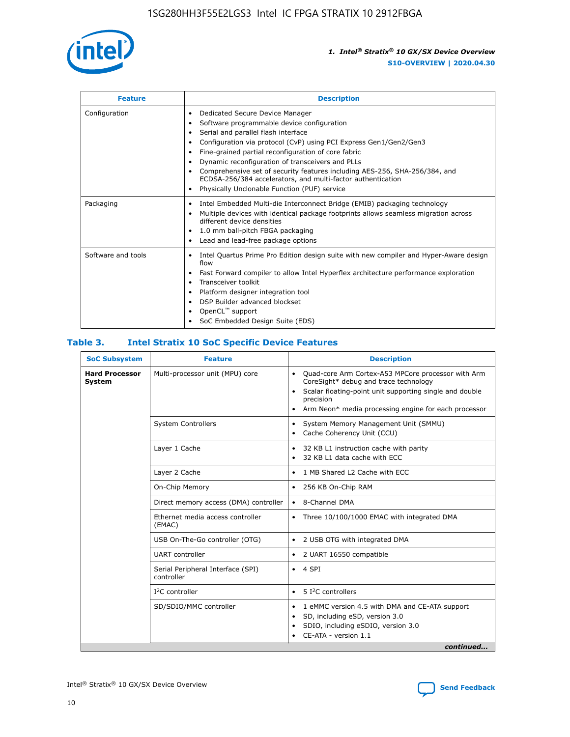| Feature | Description |
| --- | --- |
| Configuration | • Dedicated Secure Device Manager<br>• Software programmable device configuration<br>• Serial and parallel flash interface<br>• Configuration via protocol (CvP) using PCI Express Gen1/Gen2/Gen3<br>• Fine-grained partial reconfiguration of core fabric<br>• Dynamic reconfiguration of transceivers and PLLs<br>• Comprehensive set of security features including AES-256, SHA-256/384, and ECDSA-256/384 accelerators, and multi-factor authentication<br>• Physically Unclonable Function (PUF) service |
| Packaging | • Intel Embedded Multi-die Interconnect Bridge (EMIB) packaging technology<br>• Multiple devices with identical package footprints allows seamless migration across different device densities<br>• 1.0 mm ball-pitch FBGA packaging<br>• Lead and lead-free package options |
| Software and tools | • Intel Quartus Prime Pro Edition design suite with new compiler and Hyper-Aware design flow<br>• Fast Forward compiler to allow Intel Hyperflex architecture performance exploration<br>• Transceiver toolkit<br>• Platform designer integration tool<br>• DSP Builder advanced blockset<br>• OpenCL™ support<br>• SoC Embedded Design Suite (EDS) |

## Table 3. Intel Stratix 10 SoC Specific Device Features

| SoC Subsystem | Feature | Description |
| --- | --- | --- |
| **Hard Processor System** | Multi-processor unit (MPU) core | • Quad-core Arm Cortex-A53 MPCore processor with Arm CoreSight* debug and trace technology<br>• Scalar floating-point unit supporting single and double precision<br>• Arm Neon* media processing engine for each processor |
| | System Controllers | • System Memory Management Unit (SMMU)<br>• Cache Coherency Unit (CCU) |
| | Layer 1 Cache | • 32 KB L1 instruction cache with parity<br>• 32 KB L1 data cache with ECC |
| | Layer 2 Cache | • 1 MB Shared L2 Cache with ECC |
| | On-Chip Memory | • 256 KB On-Chip RAM |
| | Direct memory access (DMA) controller | • 8-Channel DMA |
| | Ethernet media access controller (EMAC) | • Three 10/100/1000 EMAC with integrated DMA |
| | USB On-The-Go controller (OTG) | • 2 USB OTG with integrated DMA |
| | UART controller | • 2 UART 16550 compatible |
| | Serial Peripheral Interface (SPI) controller | • 4 SPI |
| | I²C controller | • 5 I²C controllers |
| | SD/SDIO/MMC controller | • 1 eMMC version 4.5 with DMA and CE-ATA support<br>• SD, including eSD, version 3.0<br>• SDIO, including eSDIO, version 3.0<br>• CE-ATA - version 1.1 |

*continued...*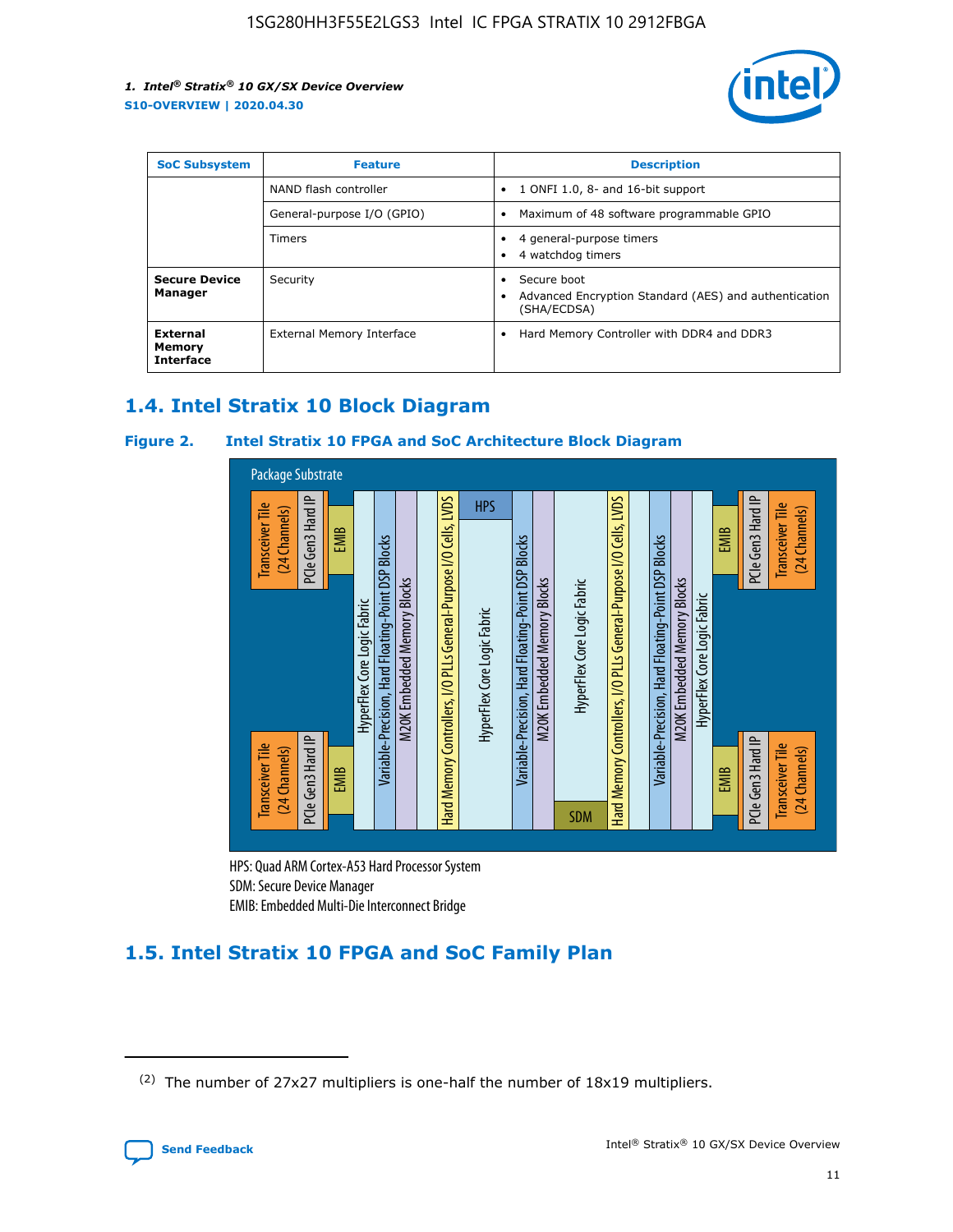| SoC Subsystem | Feature | Description |
| --- | --- | --- |
| | NAND flash controller | • 1 ONFI 1.0, 8- and 16-bit support |
| | General-purpose I/O (GPIO) | • Maximum of 48 software programmable GPIO |
| | Timers | • 4 general-purpose timers<br>• 4 watchdog timers |
| **Secure Device Manager** | Security | • Secure boot<br>• Advanced Encryption Standard (AES) and authentication (SHA/ECDSA) |
| **External Memory Interface** | External Memory Interface | • Hard Memory Controller with DDR4 and DDR3 |

## 1.4. Intel Stratix 10 Block Diagram

**Figure 2. Intel Stratix 10 FPGA and SoC Architecture Block Diagram**

Package Substrate

Transceiver Tile (24 Channels) | PCIe Gen3 Hard IP | EMIB | HyperFlex Core Logic Fabric | Variable-Precision, Hard Floating-Point DSP Blocks | M20K Embedded Memory Blocks | Hard Memory Controllers, I/O PLLs General-Purpose I/O Cells, LVDS | HPS | HyperFlex Core Logic Fabric | Variable-Precision, Hard Floating-Point DSP Blocks | M20K Embedded Memory Blocks | HyperFlex Core Logic Fabric | SDM | Hard Memory Controllers, I/O PLLs General-Purpose I/O Cells, LVDS | Variable-Precision, Hard Floating-Point DSP Blocks | M20K Embedded Memory Blocks | HyperFlex Core Logic Fabric | EMIB | PCIe Gen3 Hard IP | Transceiver Tile (24 Channels)

HPS: Quad ARM Cortex-A53 Hard Processor System
SDM: Secure Device Manager
EMIB: Embedded Multi-Die Interconnect Bridge

## 1.5. Intel Stratix 10 FPGA and SoC Family Plan

(2) The number of 27x27 multipliers is one-half the number of 18x19 multipliers.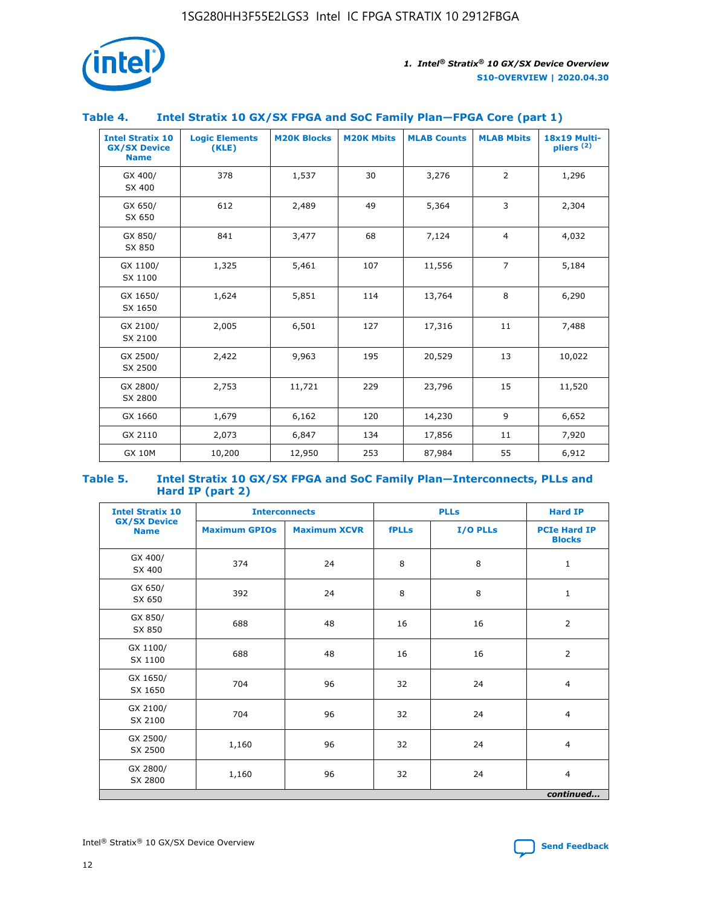### Table 4. Intel Stratix 10 GX/SX FPGA and SoC Family Plan—FPGA Core (part 1)

| Intel Stratix 10 GX/SX Device Name | Logic Elements (KLE) | M20K Blocks | M20K Mbits | MLAB Counts | MLAB Mbits | 18x19 Multipliers (2) |
|---|---|---|---|---|---|---|
| GX 400/ SX 400 | 378 | 1,537 | 30 | 3,276 | 2 | 1,296 |
| GX 650/ SX 650 | 612 | 2,489 | 49 | 5,364 | 3 | 2,304 |
| GX 850/ SX 850 | 841 | 3,477 | 68 | 7,124 | 4 | 4,032 |
| GX 1100/ SX 1100 | 1,325 | 5,461 | 107 | 11,556 | 7 | 5,184 |
| GX 1650/ SX 1650 | 1,624 | 5,851 | 114 | 13,764 | 8 | 6,290 |
| GX 2100/ SX 2100 | 2,005 | 6,501 | 127 | 17,316 | 11 | 7,488 |
| GX 2500/ SX 2500 | 2,422 | 9,963 | 195 | 20,529 | 13 | 10,022 |
| GX 2800/ SX 2800 | 2,753 | 11,721 | 229 | 23,796 | 15 | 11,520 |
| GX 1660 | 1,679 | 6,162 | 120 | 14,230 | 9 | 6,652 |
| GX 2110 | 2,073 | 6,847 | 134 | 17,856 | 11 | 7,920 |
| GX 10M | 10,200 | 12,950 | 253 | 87,984 | 55 | 6,912 |

### Table 5. Intel Stratix 10 GX/SX FPGA and SoC Family Plan—Interconnects, PLLs and Hard IP (part 2)

| Intel Stratix 10 GX/SX Device Name | Interconnects | | PLLs | | Hard IP |
|---|---|---|---|---|---|
| | Maximum GPIOs | Maximum XCVR | fPLLs | I/O PLLs | PCIe Hard IP Blocks |
| GX 400/ SX 400 | 374 | 24 | 8 | 8 | 1 |
| GX 650/ SX 650 | 392 | 24 | 8 | 8 | 1 |
| GX 850/ SX 850 | 688 | 48 | 16 | 16 | 2 |
| GX 1100/ SX 1100 | 688 | 48 | 16 | 16 | 2 |
| GX 1650/ SX 1650 | 704 | 96 | 32 | 24 | 4 |
| GX 2100/ SX 2100 | 704 | 96 | 32 | 24 | 4 |
| GX 2500/ SX 2500 | 1,160 | 96 | 32 | 24 | 4 |
| GX 2800/ SX 2800 | 1,160 | 96 | 32 | 24 | 4 |

*continued...*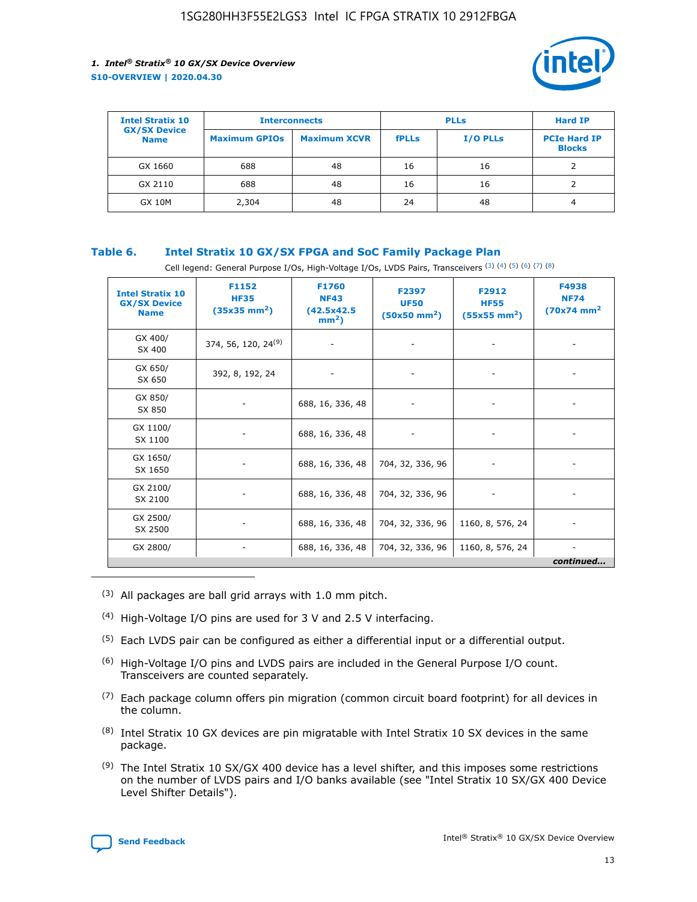| Intel Stratix 10 GX/SX Device Name | Interconnects | | PLLs | | Hard IP |
|---|---|---|---|---|---|
| | Maximum GPIOs | Maximum XCVR | fPLLs | I/O PLLs | PCIe Hard IP Blocks |
| GX 1660 | 688 | 48 | 16 | 16 | 2 |
| GX 2110 | 688 | 48 | 16 | 16 | 2 |
| GX 10M | 2,304 | 48 | 24 | 48 | 4 |

### Table 6. Intel Stratix 10 GX/SX FPGA and SoC Family Package Plan

Cell legend: General Purpose I/Os, High-Voltage I/Os, LVDS Pairs, Transceivers (3) (4) (5) (6) (7) (8)

| Intel Stratix 10 GX/SX Device Name | F1152 HF35 (35x35 mm²) | F1760 NF43 (42.5x42.5 mm²) | F2397 UF50 (50x50 mm²) | F2912 HF55 (55x55 mm²) | F4938 NF74 (70x74 mm²) |
|---|---|---|---|---|---|
| GX 400/ SX 400 | 374, 56, 120, 24[9] | - | - | - | - |
| GX 650/ SX 650 | 392, 8, 192, 24 | - | - | - | - |
| GX 850/ SX 850 | - | 688, 16, 336, 48 | - | - | - |
| GX 1100/ SX 1100 | - | 688, 16, 336, 48 | - | - | - |
| GX 1650/ SX 1650 | - | 688, 16, 336, 48 | 704, 32, 336, 96 | - | - |
| GX 2100/ SX 2100 | - | 688, 16, 336, 48 | 704, 32, 336, 96 | - | - |
| GX 2500/ SX 2500 | - | 688, 16, 336, 48 | 704, 32, 336, 96 | 1160, 8, 576, 24 | - |
| GX 2800/ | - | 688, 16, 336, 48 | 704, 32, 336, 96 | 1160, 8, 576, 24 | - |

*continued...*

(3) All packages are ball grid arrays with 1.0 mm pitch.

(4) High-Voltage I/O pins are used for 3 V and 2.5 V interfacing.

(5) Each LVDS pair can be configured as either a differential input or a differential output.

(6) High-Voltage I/O pins and LVDS pairs are included in the General Purpose I/O count. Transceivers are counted separately.

(7) Each package column offers pin migration (common circuit board footprint) for all devices in the column.

(8) Intel Stratix 10 GX devices are pin migratable with Intel Stratix 10 SX devices in the same package.

(9) The Intel Stratix 10 SX/GX 400 device has a level shifter, and this imposes some restrictions on the number of LVDS pairs and I/O banks available (see "Intel Stratix 10 SX/GX 400 Device Level Shifter Details").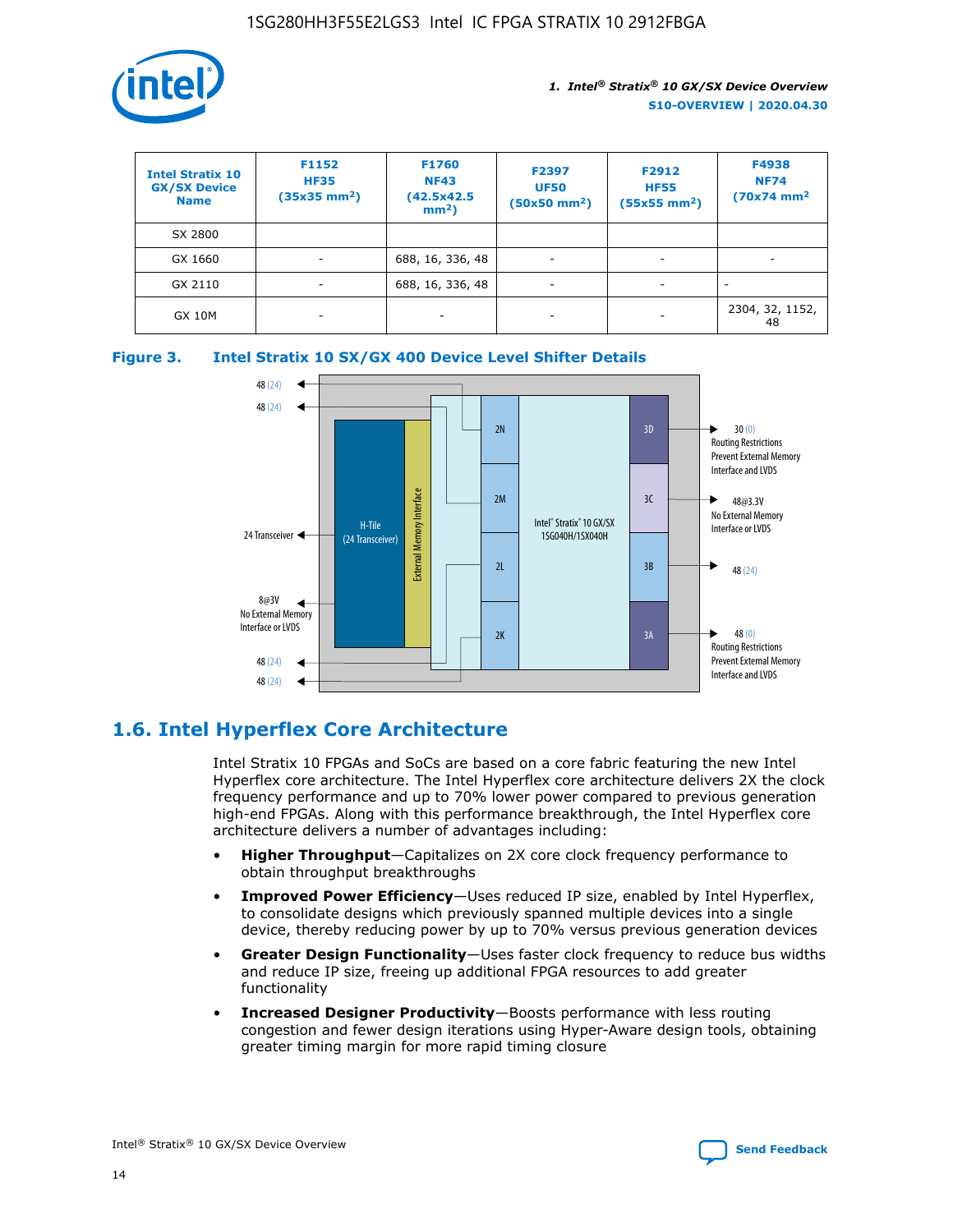| Intel Stratix 10 GX/SX Device Name | F1152 HF35 (35x35 mm$^2$) | F1760 NF43 (42.5x42.5 mm$^2$) | F2397 UF50 (50x50 mm$^2$) | F2912 HF55 (55x55 mm$^2$) | F4938 NF74 (70x74 mm$^2$ |
|---|---|---|---|---|---|
| SX 2800 | | | | | |
| GX 1660 | - | 688, 16, 336, 48 | - | - | - |
| GX 2110 | - | 688, 16, 336, 48 | - | - | - |
| GX 10M | - | - | - | - | 2304, 32, 1152, 48 |

**Figure 3. Intel Stratix 10 SX/GX 400 Device Level Shifter Details**

## 1.6. Intel Hyperflex Core Architecture

Intel Stratix 10 FPGAs and SoCs are based on a core fabric featuring the new Intel Hyperflex core architecture. The Intel Hyperflex core architecture delivers 2X the clock frequency performance and up to 70% lower power compared to previous generation high-end FPGAs. Along with this performance breakthrough, the Intel Hyperflex core architecture delivers a number of advantages including:

- **Higher Throughput**—Capitalizes on 2X core clock frequency performance to obtain throughput breakthroughs
- **Improved Power Efficiency**—Uses reduced IP size, enabled by Intel Hyperflex, to consolidate designs which previously spanned multiple devices into a single device, thereby reducing power by up to 70% versus previous generation devices
- **Greater Design Functionality**—Uses faster clock frequency to reduce bus widths and reduce IP size, freeing up additional FPGA resources to add greater functionality
- **Increased Designer Productivity**—Boosts performance with less routing congestion and fewer design iterations using Hyper-Aware design tools, obtaining greater timing margin for more rapid timing closure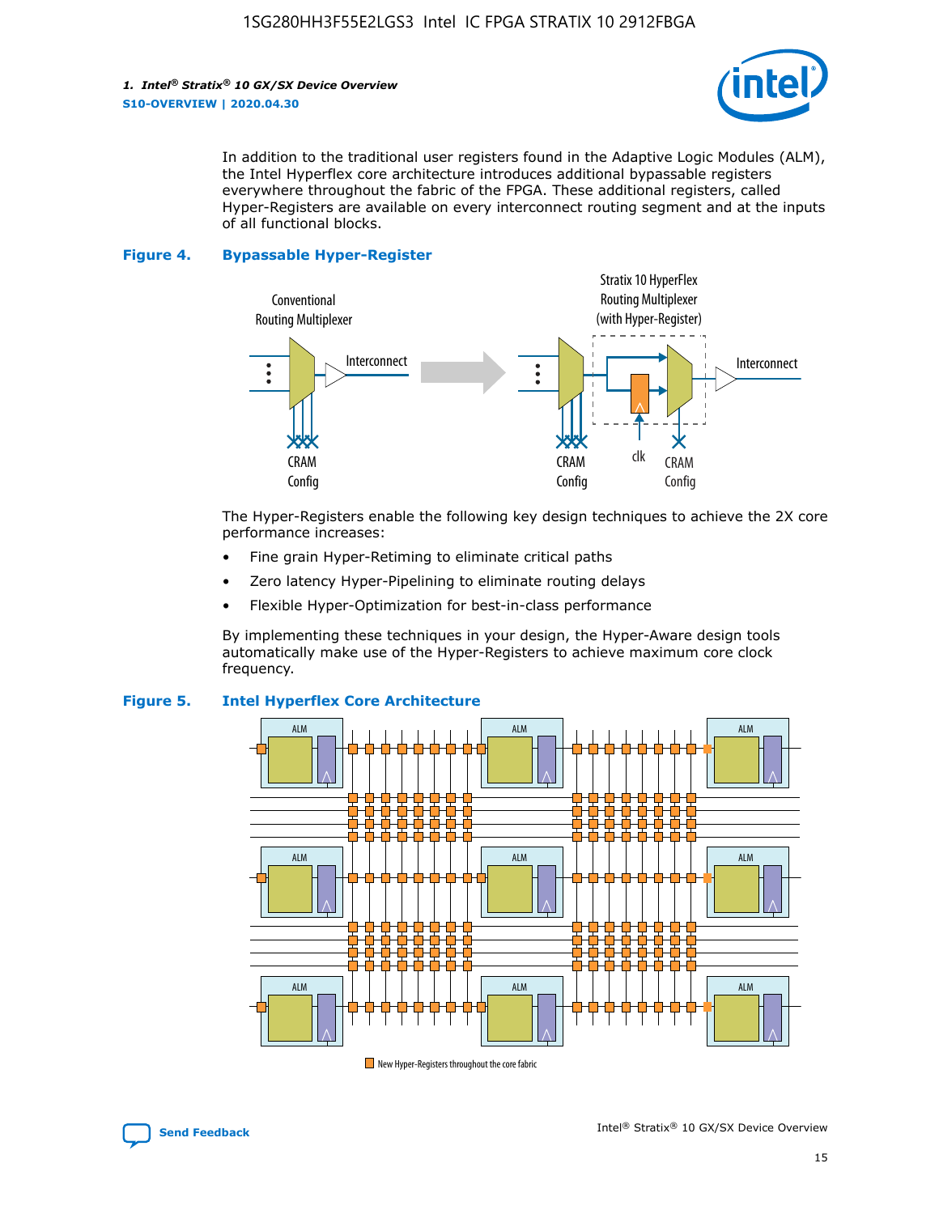In addition to the traditional user registers found in the Adaptive Logic Modules (ALM), the Intel Hyperflex core architecture introduces additional bypassable registers everywhere throughout the fabric of the FPGA. These additional registers, called Hyper-Registers are available on every interconnect routing segment and at the inputs of all functional blocks.

**Figure 4. Bypassable Hyper-Register**

The Hyper-Registers enable the following key design techniques to achieve the 2X core performance increases:

- Fine grain Hyper-Retiming to eliminate critical paths
- Zero latency Hyper-Pipelining to eliminate routing delays
- Flexible Hyper-Optimization for best-in-class performance

By implementing these techniques in your design, the Hyper-Aware design tools automatically make use of the Hyper-Registers to achieve maximum core clock frequency.

**Figure 5. Intel Hyperflex Core Architecture**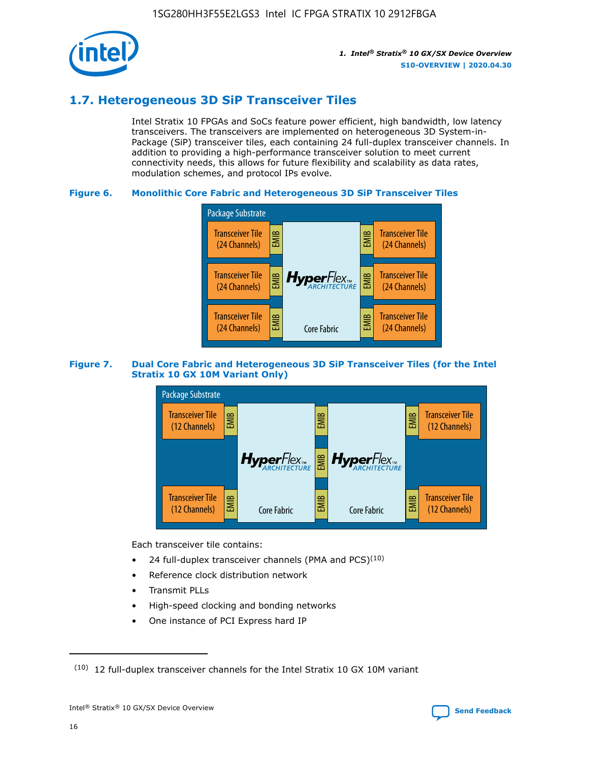## 1.7. Heterogeneous 3D SiP Transceiver Tiles

Intel Stratix 10 FPGAs and SoCs feature power efficient, high bandwidth, low latency transceivers. The transceivers are implemented on heterogeneous 3D System-in-Package (SiP) transceiver tiles, each containing 24 full-duplex transceiver channels. In addition to providing a high-performance transceiver solution to meet current connectivity needs, this allows for future flexibility and scalability as data rates, modulation schemes, and protocol IPs evolve.

**Figure 6. Monolithic Core Fabric and Heterogeneous 3D SiP Transceiver Tiles**

Package Substrate

Transceiver Tile (24 Channels) | EMIB | HyperFlex ARCHITECTURE Core Fabric | EMIB | Transceiver Tile (24 Channels)

Transceiver Tile (24 Channels) | EMIB | | EMIB | Transceiver Tile (24 Channels)

Transceiver Tile (24 Channels) | EMIB | | EMIB | Transceiver Tile (24 Channels)

**Figure 7. Dual Core Fabric and Heterogeneous 3D SiP Transceiver Tiles (for the Intel Stratix 10 GX 10M Variant Only)**

Package Substrate

Transceiver Tile (12 Channels) | EMIB | HyperFlex ARCHITECTURE Core Fabric | EMIB | HyperFlex ARCHITECTURE Core Fabric | EMIB | Transceiver Tile (12 Channels)

Transceiver Tile (12 Channels) | EMIB | | EMIB | | EMIB | Transceiver Tile (12 Channels)

Each transceiver tile contains:

- 24 full-duplex transceiver channels (PMA and PCS)[10]
- Reference clock distribution network
- Transmit PLLs
- High-speed clocking and bonding networks
- One instance of PCI Express hard IP

[10] 12 full-duplex transceiver channels for the Intel Stratix 10 GX 10M variant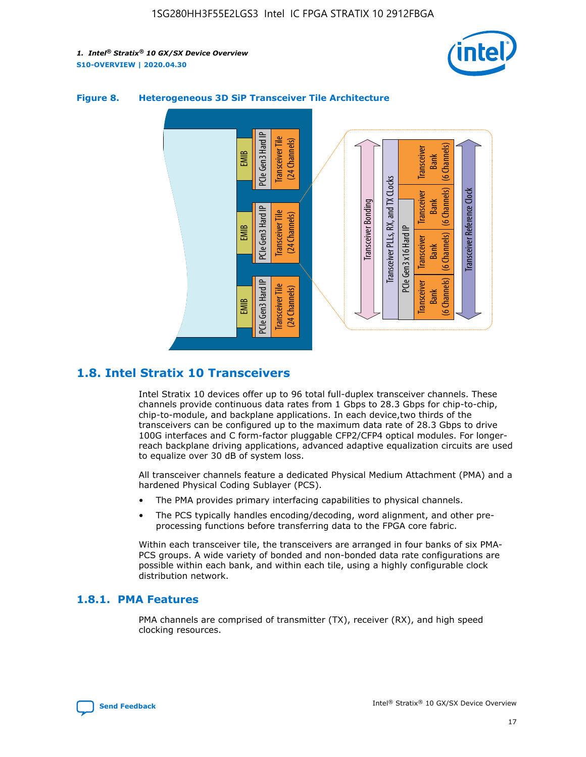**Figure 8. Heterogeneous 3D SiP Transceiver Tile Architecture**

## 1.8. Intel Stratix 10 Transceivers

Intel Stratix 10 devices offer up to 96 total full-duplex transceiver channels. These channels provide continuous data rates from 1 Gbps to 28.3 Gbps for chip-to-chip, chip-to-module, and backplane applications. In each device,two thirds of the transceivers can be configured up to the maximum data rate of 28.3 Gbps to drive 100G interfaces and C form-factor pluggable CFP2/CFP4 optical modules. For longer-reach backplane driving applications, advanced adaptive equalization circuits are used to equalize over 30 dB of system loss.

All transceiver channels feature a dedicated Physical Medium Attachment (PMA) and a hardened Physical Coding Sublayer (PCS).

- The PMA provides primary interfacing capabilities to physical channels.
- The PCS typically handles encoding/decoding, word alignment, and other pre-processing functions before transferring data to the FPGA core fabric.

Within each transceiver tile, the transceivers are arranged in four banks of six PMA-PCS groups. A wide variety of bonded and non-bonded data rate configurations are possible within each bank, and within each tile, using a highly configurable clock distribution network.

### 1.8.1. PMA Features

PMA channels are comprised of transmitter (TX), receiver (RX), and high speed clocking resources.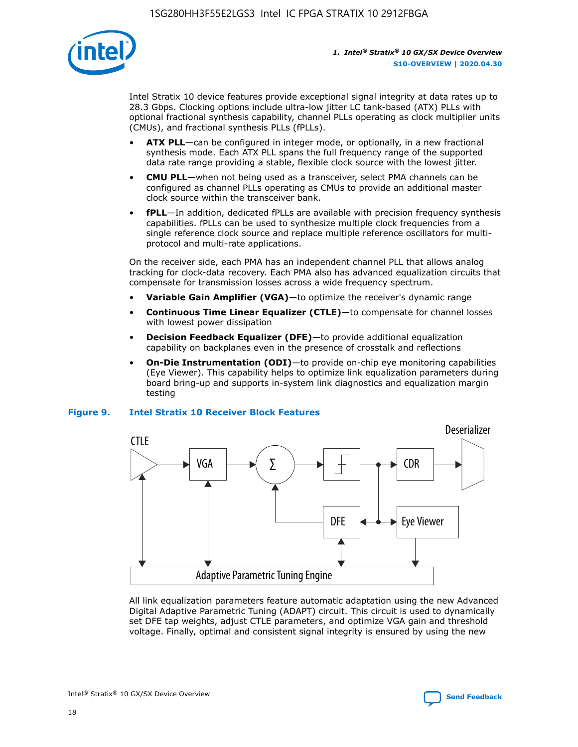Intel Stratix 10 device features provide exceptional signal integrity at data rates up to 28.3 Gbps. Clocking options include ultra-low jitter LC tank-based (ATX) PLLs with optional fractional synthesis capability, channel PLLs operating as clock multiplier units (CMUs), and fractional synthesis PLLs (fPLLs).

- **ATX PLL**—can be configured in integer mode, or optionally, in a new fractional synthesis mode. Each ATX PLL spans the full frequency range of the supported data rate range providing a stable, flexible clock source with the lowest jitter.
- **CMU PLL**—when not being used as a transceiver, select PMA channels can be configured as channel PLLs operating as CMUs to provide an additional master clock source within the transceiver bank.
- **fPLL**—In addition, dedicated fPLLs are available with precision frequency synthesis capabilities. fPLLs can be used to synthesize multiple clock frequencies from a single reference clock source and replace multiple reference oscillators for multi-protocol and multi-rate applications.

On the receiver side, each PMA has an independent channel PLL that allows analog tracking for clock-data recovery. Each PMA also has advanced equalization circuits that compensate for transmission losses across a wide frequency spectrum.

- **Variable Gain Amplifier (VGA)**—to optimize the receiver's dynamic range
- **Continuous Time Linear Equalizer (CTLE)**—to compensate for channel losses with lowest power dissipation
- **Decision Feedback Equalizer (DFE)**—to provide additional equalization capability on backplanes even in the presence of crosstalk and reflections
- **On-Die Instrumentation (ODI)**—to provide on-chip eye monitoring capabilities (Eye Viewer). This capability helps to optimize link equalization parameters during board bring-up and supports in-system link diagnostics and equalization margin testing

**Figure 9. Intel Stratix 10 Receiver Block Features**

All link equalization parameters feature automatic adaptation using the new Advanced Digital Adaptive Parametric Tuning (ADAPT) circuit. This circuit is used to dynamically set DFE tap weights, adjust CTLE parameters, and optimize VGA gain and threshold voltage. Finally, optimal and consistent signal integrity is ensured by using the new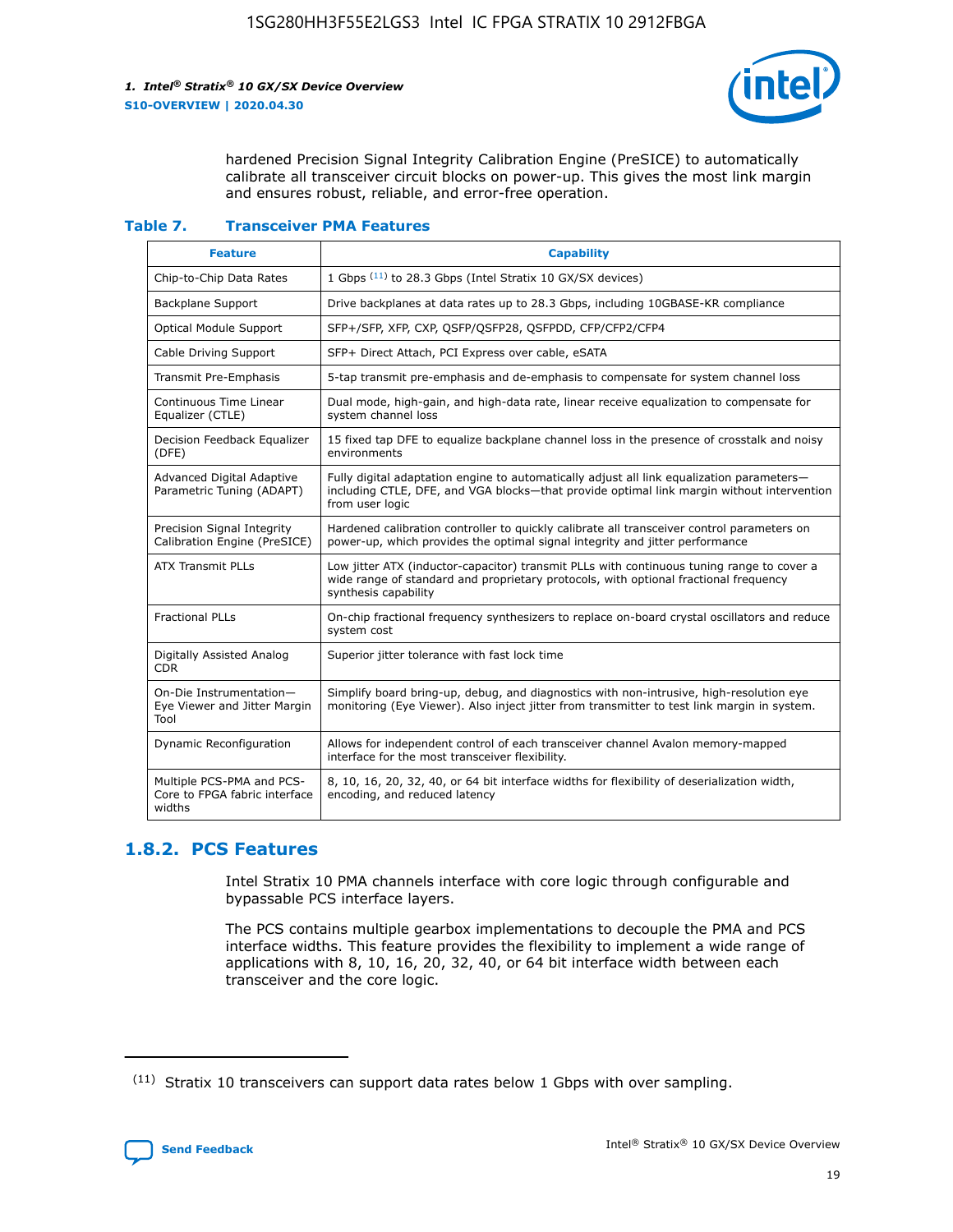hardened Precision Signal Integrity Calibration Engine (PreSICE) to automatically calibrate all transceiver circuit blocks on power-up. This gives the most link margin and ensures robust, reliable, and error-free operation.

**Table 7. Transceiver PMA Features**

| Feature | Capability |
| --- | --- |
| Chip-to-Chip Data Rates | 1 Gbps [11] to 28.3 Gbps (Intel Stratix 10 GX/SX devices) |
| Backplane Support | Drive backplanes at data rates up to 28.3 Gbps, including 10GBASE-KR compliance |
| Optical Module Support | SFP+/SFP, XFP, CXP, QSFP/QSFP28, QSFPDD, CFP/CFP2/CFP4 |
| Cable Driving Support | SFP+ Direct Attach, PCI Express over cable, eSATA |
| Transmit Pre-Emphasis | 5-tap transmit pre-emphasis and de-emphasis to compensate for system channel loss |
| Continuous Time Linear Equalizer (CTLE) | Dual mode, high-gain, and high-data rate, linear receive equalization to compensate for system channel loss |
| Decision Feedback Equalizer (DFE) | 15 fixed tap DFE to equalize backplane channel loss in the presence of crosstalk and noisy environments |
| Advanced Digital Adaptive Parametric Tuning (ADAPT) | Fully digital adaptation engine to automatically adjust all link equalization parameters—including CTLE, DFE, and VGA blocks—that provide optimal link margin without intervention from user logic |
| Precision Signal Integrity Calibration Engine (PreSICE) | Hardened calibration controller to quickly calibrate all transceiver control parameters on power-up, which provides the optimal signal integrity and jitter performance |
| ATX Transmit PLLs | Low jitter ATX (inductor-capacitor) transmit PLLs with continuous tuning range to cover a wide range of standard and proprietary protocols, with optional fractional frequency synthesis capability |
| Fractional PLLs | On-chip fractional frequency synthesizers to replace on-board crystal oscillators and reduce system cost |
| Digitally Assisted Analog CDR | Superior jitter tolerance with fast lock time |
| On-Die Instrumentation—Eye Viewer and Jitter Margin Tool | Simplify board bring-up, debug, and diagnostics with non-intrusive, high-resolution eye monitoring (Eye Viewer). Also inject jitter from transmitter to test link margin in system. |
| Dynamic Reconfiguration | Allows for independent control of each transceiver channel Avalon memory-mapped interface for the most transceiver flexibility. |
| Multiple PCS-PMA and PCS-Core to FPGA fabric interface widths | 8, 10, 16, 20, 32, 40, or 64 bit interface widths for flexibility of deserialization width, encoding, and reduced latency |

## 1.8.2. PCS Features

Intel Stratix 10 PMA channels interface with core logic through configurable and bypassable PCS interface layers.

The PCS contains multiple gearbox implementations to decouple the PMA and PCS interface widths. This feature provides the flexibility to implement a wide range of applications with 8, 10, 16, 20, 32, 40, or 64 bit interface width between each transceiver and the core logic.

(11) Stratix 10 transceivers can support data rates below 1 Gbps with over sampling.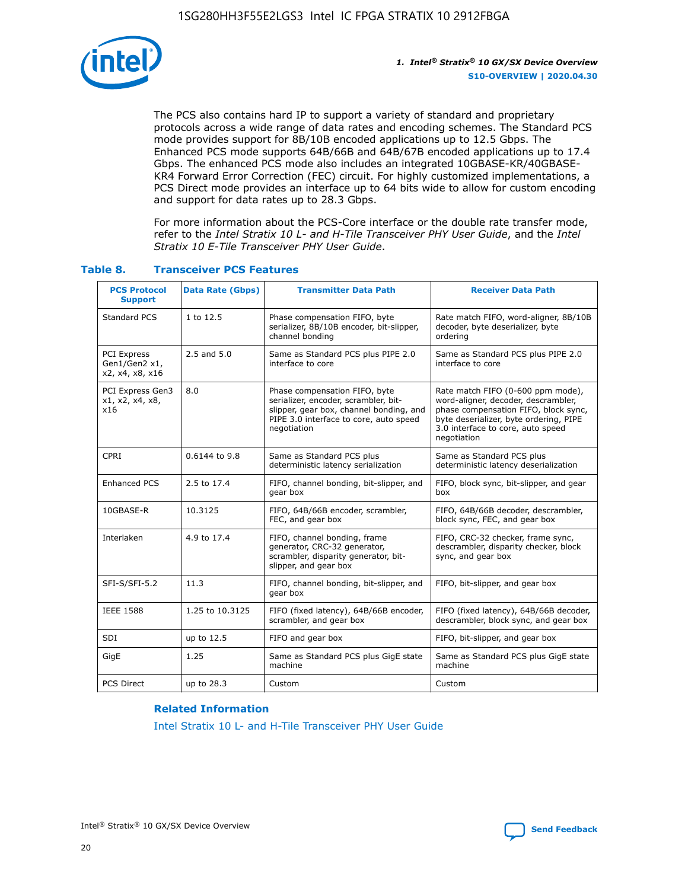The PCS also contains hard IP to support a variety of standard and proprietary protocols across a wide range of data rates and encoding schemes. The Standard PCS mode provides support for 8B/10B encoded applications up to 12.5 Gbps. The Enhanced PCS mode supports 64B/66B and 64B/67B encoded applications up to 17.4 Gbps. The enhanced PCS mode also includes an integrated 10GBASE-KR/40GBASE-KR4 Forward Error Correction (FEC) circuit. For highly customized implementations, a PCS Direct mode provides an interface up to 64 bits wide to allow for custom encoding and support for data rates up to 28.3 Gbps.

For more information about the PCS-Core interface or the double rate transfer mode, refer to the *Intel Stratix 10 L- and H-Tile Transceiver PHY User Guide*, and the *Intel Stratix 10 E-Tile Transceiver PHY User Guide*.

### Table 8. Transceiver PCS Features

| PCS Protocol Support | Data Rate (Gbps) | Transmitter Data Path | Receiver Data Path |
|---|---|---|---|
| Standard PCS | 1 to 12.5 | Phase compensation FIFO, byte serializer, 8B/10B encoder, bit-slipper, channel bonding | Rate match FIFO, word-aligner, 8B/10B decoder, byte deserializer, byte ordering |
| PCI Express Gen1/Gen2 x1, x2, x4, x8, x16 | 2.5 and 5.0 | Same as Standard PCS plus PIPE 2.0 interface to core | Same as Standard PCS plus PIPE 2.0 interface to core |
| PCI Express Gen3 x1, x2, x4, x8, x16 | 8.0 | Phase compensation FIFO, byte serializer, encoder, scrambler, bit-slipper, gear box, channel bonding, and PIPE 3.0 interface to core, auto speed negotiation | Rate match FIFO (0-600 ppm mode), word-aligner, decoder, descrambler, phase compensation FIFO, block sync, byte deserializer, byte ordering, PIPE 3.0 interface to core, auto speed negotiation |
| CPRI | 0.6144 to 9.8 | Same as Standard PCS plus deterministic latency serialization | Same as Standard PCS plus deterministic latency deserialization |
| Enhanced PCS | 2.5 to 17.4 | FIFO, channel bonding, bit-slipper, and gear box | FIFO, block sync, bit-slipper, and gear box |
| 10GBASE-R | 10.3125 | FIFO, 64B/66B encoder, scrambler, FEC, and gear box | FIFO, 64B/66B decoder, descrambler, block sync, FEC, and gear box |
| Interlaken | 4.9 to 17.4 | FIFO, channel bonding, frame generator, CRC-32 generator, scrambler, disparity generator, bit-slipper, and gear box | FIFO, CRC-32 checker, frame sync, descrambler, disparity checker, block sync, and gear box |
| SFI-S/SFI-5.2 | 11.3 | FIFO, channel bonding, bit-slipper, and gear box | FIFO, bit-slipper, and gear box |
| IEEE 1588 | 1.25 to 10.3125 | FIFO (fixed latency), 64B/66B encoder, scrambler, and gear box | FIFO (fixed latency), 64B/66B decoder, descrambler, block sync, and gear box |
| SDI | up to 12.5 | FIFO and gear box | FIFO, bit-slipper, and gear box |
| GigE | 1.25 | Same as Standard PCS plus GigE state machine | Same as Standard PCS plus GigE state machine |
| PCS Direct | up to 28.3 | Custom | Custom |

**Related Information**

Intel Stratix 10 L- and H-Tile Transceiver PHY User Guide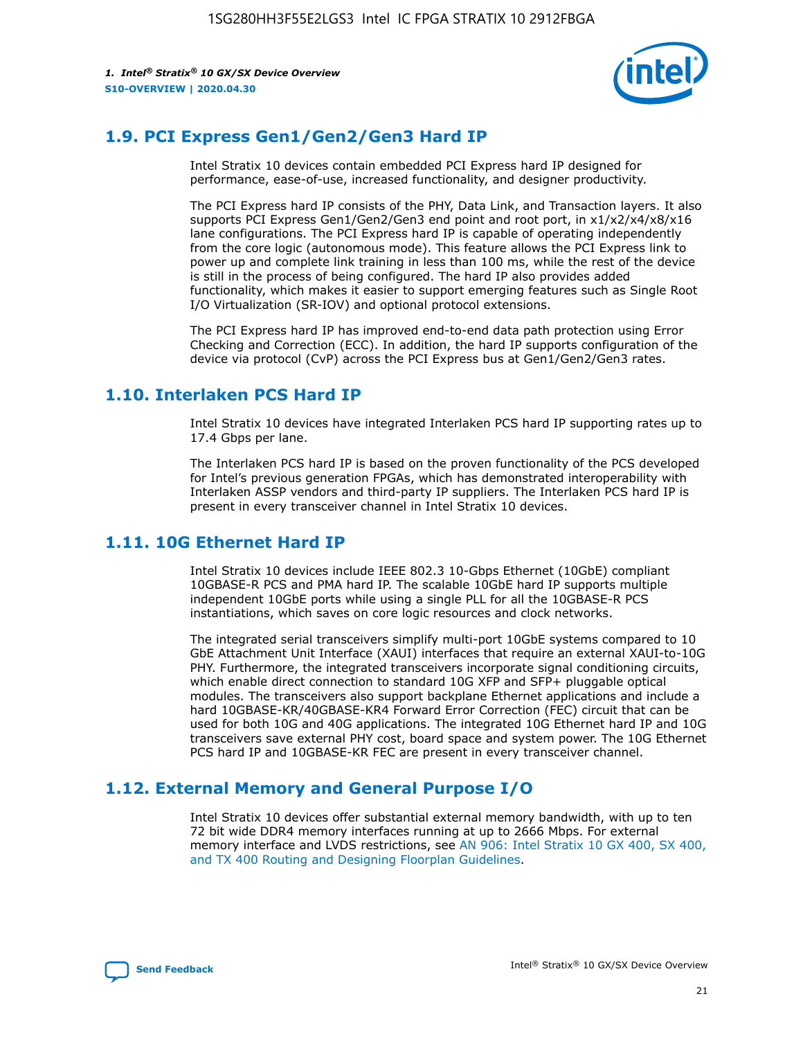## 1.9. PCI Express Gen1/Gen2/Gen3 Hard IP

Intel Stratix 10 devices contain embedded PCI Express hard IP designed for performance, ease-of-use, increased functionality, and designer productivity.

The PCI Express hard IP consists of the PHY, Data Link, and Transaction layers. It also supports PCI Express Gen1/Gen2/Gen3 end point and root port, in x1/x2/x4/x8/x16 lane configurations. The PCI Express hard IP is capable of operating independently from the core logic (autonomous mode). This feature allows the PCI Express link to power up and complete link training in less than 100 ms, while the rest of the device is still in the process of being configured. The hard IP also provides added functionality, which makes it easier to support emerging features such as Single Root I/O Virtualization (SR-IOV) and optional protocol extensions.

The PCI Express hard IP has improved end-to-end data path protection using Error Checking and Correction (ECC). In addition, the hard IP supports configuration of the device via protocol (CvP) across the PCI Express bus at Gen1/Gen2/Gen3 rates.

## 1.10. Interlaken PCS Hard IP

Intel Stratix 10 devices have integrated Interlaken PCS hard IP supporting rates up to 17.4 Gbps per lane.

The Interlaken PCS hard IP is based on the proven functionality of the PCS developed for Intel's previous generation FPGAs, which has demonstrated interoperability with Interlaken ASSP vendors and third-party IP suppliers. The Interlaken PCS hard IP is present in every transceiver channel in Intel Stratix 10 devices.

## 1.11. 10G Ethernet Hard IP

Intel Stratix 10 devices include IEEE 802.3 10-Gbps Ethernet (10GbE) compliant 10GBASE-R PCS and PMA hard IP. The scalable 10GbE hard IP supports multiple independent 10GbE ports while using a single PLL for all the 10GBASE-R PCS instantiations, which saves on core logic resources and clock networks.

The integrated serial transceivers simplify multi-port 10GbE systems compared to 10 GbE Attachment Unit Interface (XAUI) interfaces that require an external XAUI-to-10G PHY. Furthermore, the integrated transceivers incorporate signal conditioning circuits, which enable direct connection to standard 10G XFP and SFP+ pluggable optical modules. The transceivers also support backplane Ethernet applications and include a hard 10GBASE-KR/40GBASE-KR4 Forward Error Correction (FEC) circuit that can be used for both 10G and 40G applications. The integrated 10G Ethernet hard IP and 10G transceivers save external PHY cost, board space and system power. The 10G Ethernet PCS hard IP and 10GBASE-KR FEC are present in every transceiver channel.

## 1.12. External Memory and General Purpose I/O

Intel Stratix 10 devices offer substantial external memory bandwidth, with up to ten 72 bit wide DDR4 memory interfaces running at up to 2666 Mbps. For external memory interface and LVDS restrictions, see AN 906: Intel Stratix 10 GX 400, SX 400, and TX 400 Routing and Designing Floorplan Guidelines.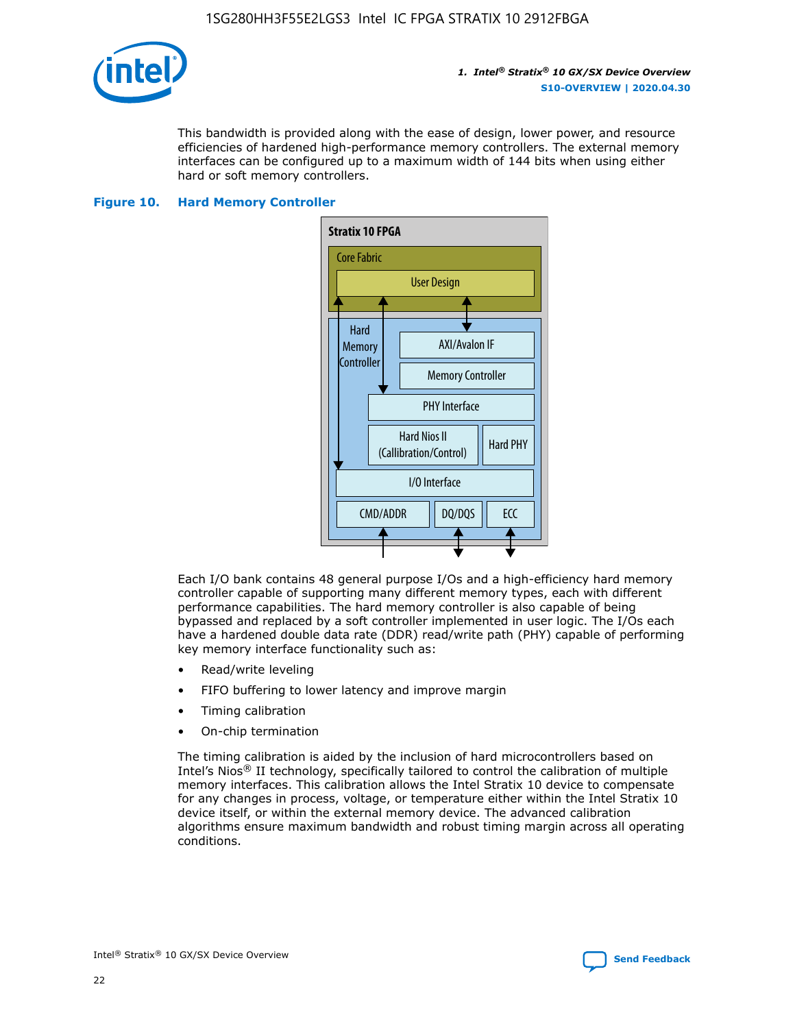This bandwidth is provided along with the ease of design, lower power, and resource efficiencies of hardened high-performance memory controllers. The external memory interfaces can be configured up to a maximum width of 144 bits when using either hard or soft memory controllers.

**Figure 10. Hard Memory Controller**

Stratix 10 FPGA

Core Fabric

User Design

Hard Memory Controller

AXI/Avalon IF

Memory Controller

PHY Interface

Hard Nios II (Callibration/Control)

Hard PHY

I/O Interface

CMD/ADDR

DQ/DQS

ECC

Each I/O bank contains 48 general purpose I/Os and a high-efficiency hard memory controller capable of supporting many different memory types, each with different performance capabilities. The hard memory controller is also capable of being bypassed and replaced by a soft controller implemented in user logic. The I/Os each have a hardened double data rate (DDR) read/write path (PHY) capable of performing key memory interface functionality such as:

- Read/write leveling
- FIFO buffering to lower latency and improve margin
- Timing calibration
- On-chip termination

The timing calibration is aided by the inclusion of hard microcontrollers based on Intel's Nios® II technology, specifically tailored to control the calibration of multiple memory interfaces. This calibration allows the Intel Stratix 10 device to compensate for any changes in process, voltage, or temperature either within the Intel Stratix 10 device itself, or within the external memory device. The advanced calibration algorithms ensure maximum bandwidth and robust timing margin across all operating conditions.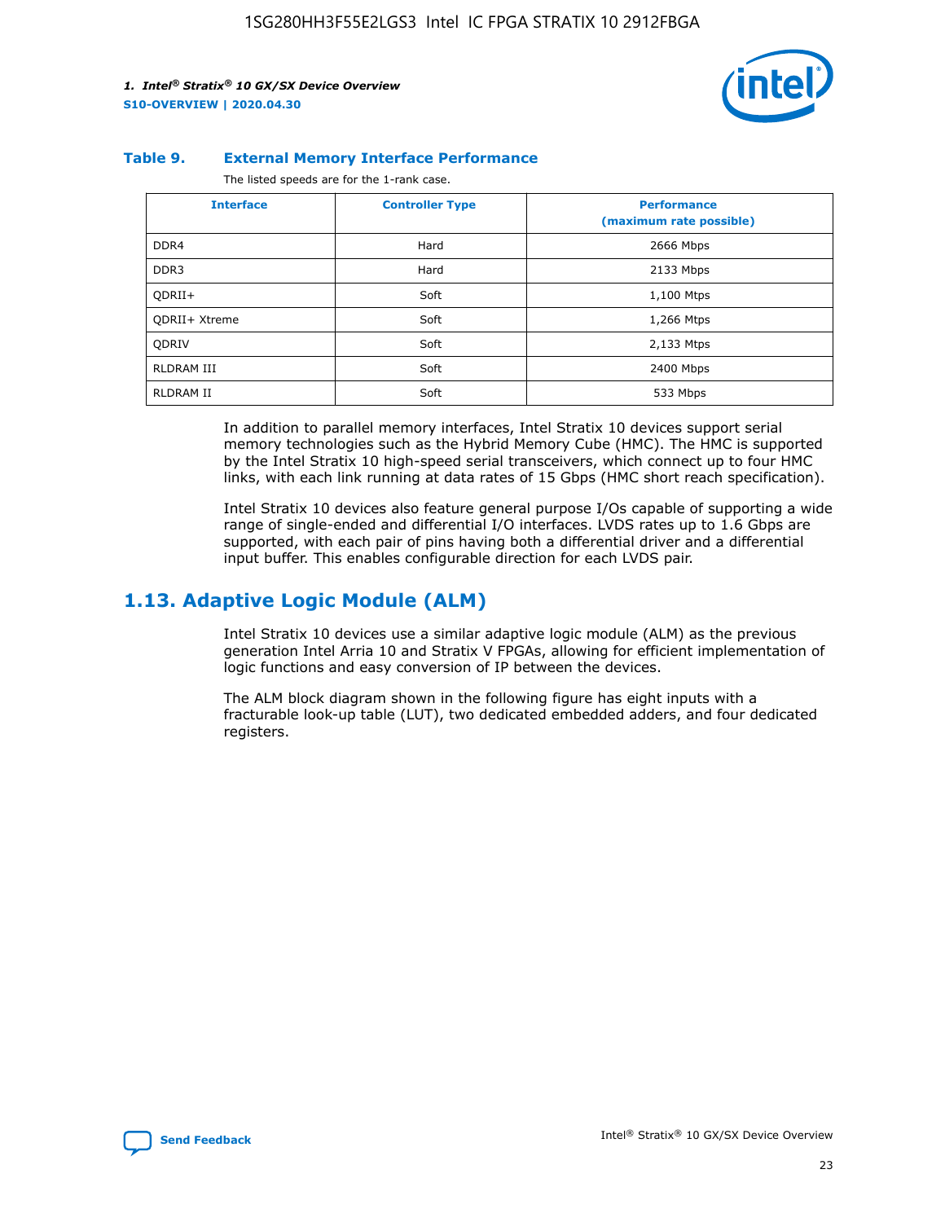**Table 9. External Memory Interface Performance**

The listed speeds are for the 1-rank case.

| Interface | Controller Type | Performance (maximum rate possible) |
| --- | --- | --- |
| DDR4 | Hard | 2666 Mbps |
| DDR3 | Hard | 2133 Mbps |
| QDRII+ | Soft | 1,100 Mtps |
| QDRII+ Xtreme | Soft | 1,266 Mtps |
| QDRIV | Soft | 2,133 Mtps |
| RLDRAM III | Soft | 2400 Mbps |
| RLDRAM II | Soft | 533 Mbps |

In addition to parallel memory interfaces, Intel Stratix 10 devices support serial memory technologies such as the Hybrid Memory Cube (HMC). The HMC is supported by the Intel Stratix 10 high-speed serial transceivers, which connect up to four HMC links, with each link running at data rates of 15 Gbps (HMC short reach specification).

Intel Stratix 10 devices also feature general purpose I/Os capable of supporting a wide range of single-ended and differential I/O interfaces. LVDS rates up to 1.6 Gbps are supported, with each pair of pins having both a differential driver and a differential input buffer. This enables configurable direction for each LVDS pair.

## 1.13. Adaptive Logic Module (ALM)

Intel Stratix 10 devices use a similar adaptive logic module (ALM) as the previous generation Intel Arria 10 and Stratix V FPGAs, allowing for efficient implementation of logic functions and easy conversion of IP between the devices.

The ALM block diagram shown in the following figure has eight inputs with a fracturable look-up table (LUT), two dedicated embedded adders, and four dedicated registers.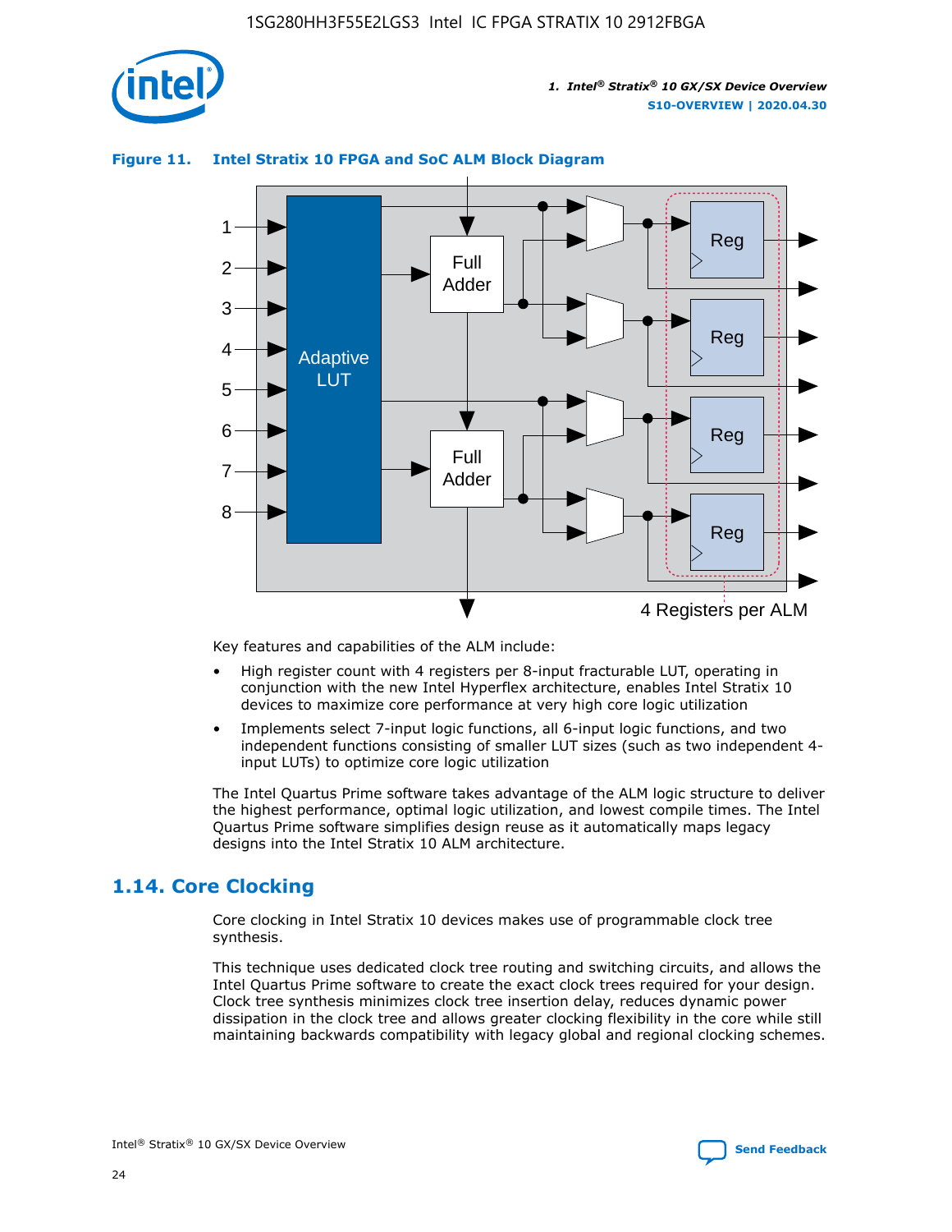**Figure 11. Intel Stratix 10 FPGA and SoC ALM Block Diagram**

Key features and capabilities of the ALM include:

- High register count with 4 registers per 8-input fracturable LUT, operating in conjunction with the new Intel Hyperflex architecture, enables Intel Stratix 10 devices to maximize core performance at very high core logic utilization
- Implements select 7-input logic functions, all 6-input logic functions, and two independent functions consisting of smaller LUT sizes (such as two independent 4-input LUTs) to optimize core logic utilization

The Intel Quartus Prime software takes advantage of the ALM logic structure to deliver the highest performance, optimal logic utilization, and lowest compile times. The Intel Quartus Prime software simplifies design reuse as it automatically maps legacy designs into the Intel Stratix 10 ALM architecture.

## 1.14. Core Clocking

Core clocking in Intel Stratix 10 devices makes use of programmable clock tree synthesis.

This technique uses dedicated clock tree routing and switching circuits, and allows the Intel Quartus Prime software to create the exact clock trees required for your design. Clock tree synthesis minimizes clock tree insertion delay, reduces dynamic power dissipation in the clock tree and allows greater clocking flexibility in the core while still maintaining backwards compatibility with legacy global and regional clocking schemes.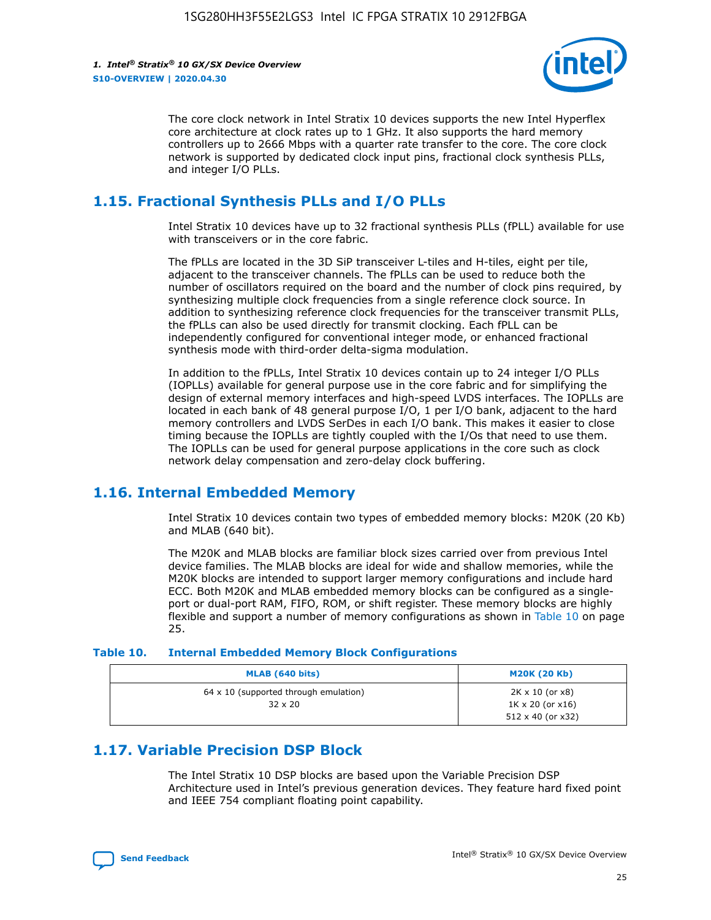The core clock network in Intel Stratix 10 devices supports the new Intel Hyperflex core architecture at clock rates up to 1 GHz. It also supports the hard memory controllers up to 2666 Mbps with a quarter rate transfer to the core. The core clock network is supported by dedicated clock input pins, fractional clock synthesis PLLs, and integer I/O PLLs.

## 1.15. Fractional Synthesis PLLs and I/O PLLs

Intel Stratix 10 devices have up to 32 fractional synthesis PLLs (fPLL) available for use with transceivers or in the core fabric.

The fPLLs are located in the 3D SiP transceiver L-tiles and H-tiles, eight per tile, adjacent to the transceiver channels. The fPLLs can be used to reduce both the number of oscillators required on the board and the number of clock pins required, by synthesizing multiple clock frequencies from a single reference clock source. In addition to synthesizing reference clock frequencies for the transceiver transmit PLLs, the fPLLs can also be used directly for transmit clocking. Each fPLL can be independently configured for conventional integer mode, or enhanced fractional synthesis mode with third-order delta-sigma modulation.

In addition to the fPLLs, Intel Stratix 10 devices contain up to 24 integer I/O PLLs (IOPLLs) available for general purpose use in the core fabric and for simplifying the design of external memory interfaces and high-speed LVDS interfaces. The IOPLLs are located in each bank of 48 general purpose I/O, 1 per I/O bank, adjacent to the hard memory controllers and LVDS SerDes in each I/O bank. This makes it easier to close timing because the IOPLLs are tightly coupled with the I/Os that need to use them. The IOPLLs can be used for general purpose applications in the core such as clock network delay compensation and zero-delay clock buffering.

## 1.16. Internal Embedded Memory

Intel Stratix 10 devices contain two types of embedded memory blocks: M20K (20 Kb) and MLAB (640 bit).

The M20K and MLAB blocks are familiar block sizes carried over from previous Intel device families. The MLAB blocks are ideal for wide and shallow memories, while the M20K blocks are intended to support larger memory configurations and include hard ECC. Both M20K and MLAB embedded memory blocks can be configured as a single-port or dual-port RAM, FIFO, ROM, or shift register. These memory blocks are highly flexible and support a number of memory configurations as shown in Table 10 on page 25.

**Table 10. Internal Embedded Memory Block Configurations**

| MLAB (640 bits) | M20K (20 Kb) |
|---|---|
| 64 x 10 (supported through emulation)<br>32 x 20 | 2K x 10 (or x8)<br>1K x 20 (or x16)<br>512 x 40 (or x32) |

## 1.17. Variable Precision DSP Block

The Intel Stratix 10 DSP blocks are based upon the Variable Precision DSP Architecture used in Intel's previous generation devices. They feature hard fixed point and IEEE 754 compliant floating point capability.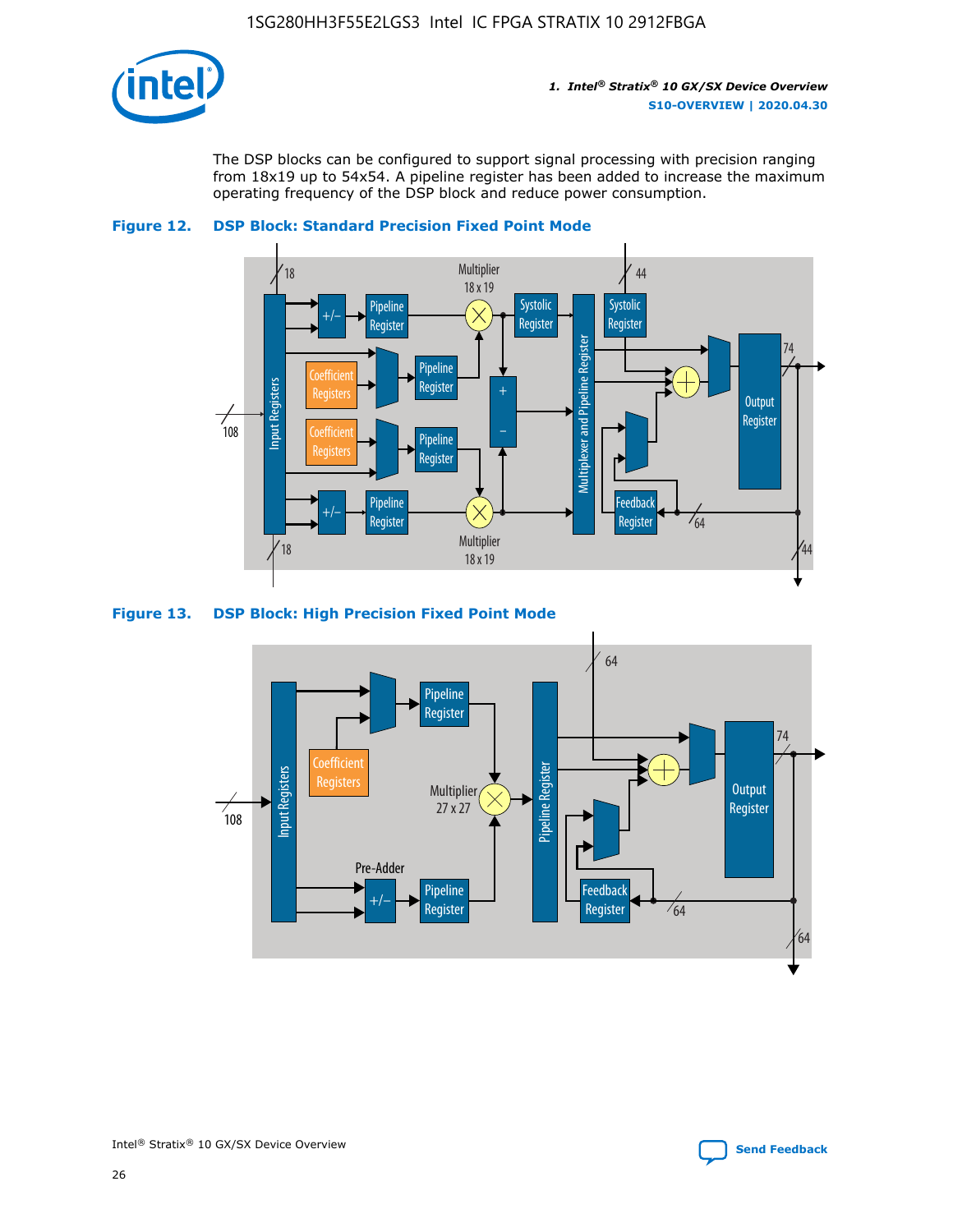The DSP blocks can be configured to support signal processing with precision ranging from 18x19 up to 54x54. A pipeline register has been added to increase the maximum operating frequency of the DSP block and reduce power consumption.

**Figure 12. DSP Block: Standard Precision Fixed Point Mode**

**Figure 13. DSP Block: High Precision Fixed Point Mode**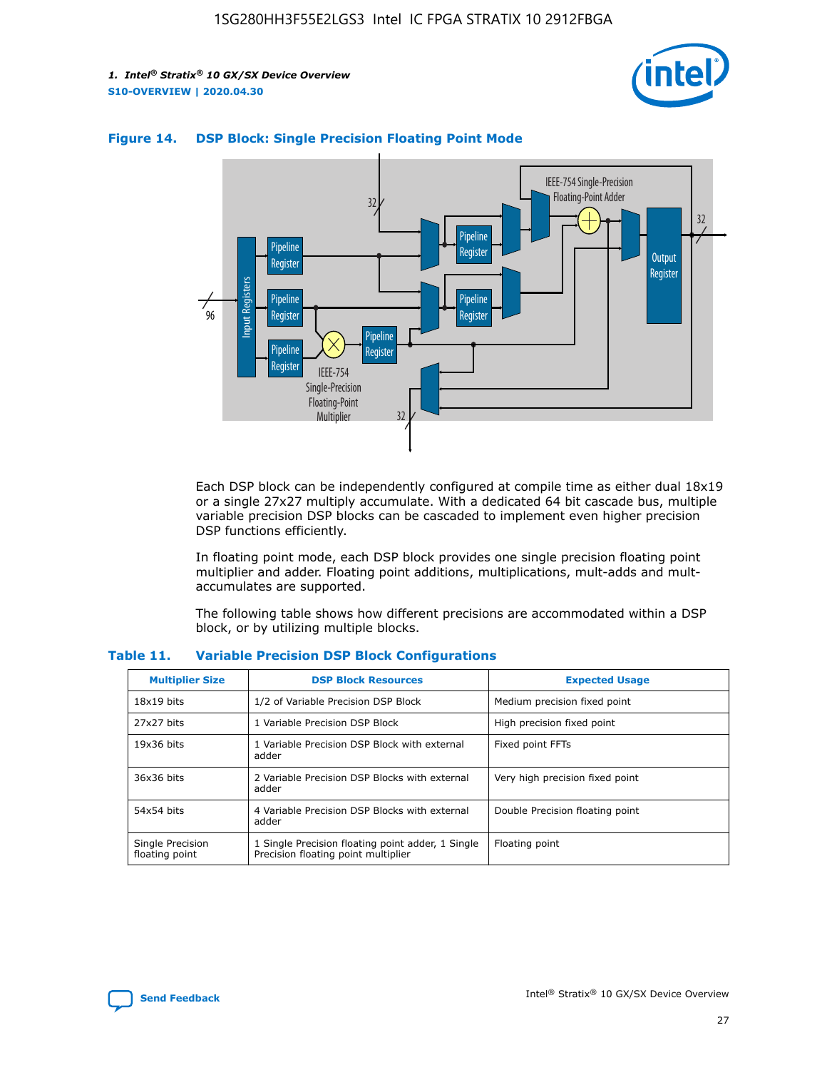**Figure 14. DSP Block: Single Precision Floating Point Mode**

Each DSP block can be independently configured at compile time as either dual 18x19 or a single 27x27 multiply accumulate. With a dedicated 64 bit cascade bus, multiple variable precision DSP blocks can be cascaded to implement even higher precision DSP functions efficiently.

In floating point mode, each DSP block provides one single precision floating point multiplier and adder. Floating point additions, multiplications, mult-adds and mult-accumulates are supported.

The following table shows how different precisions are accommodated within a DSP block, or by utilizing multiple blocks.

**Table 11. Variable Precision DSP Block Configurations**

| Multiplier Size | DSP Block Resources | Expected Usage |
|---|---|---|
| 18x19 bits | 1/2 of Variable Precision DSP Block | Medium precision fixed point |
| 27x27 bits | 1 Variable Precision DSP Block | High precision fixed point |
| 19x36 bits | 1 Variable Precision DSP Block with external adder | Fixed point FFTs |
| 36x36 bits | 2 Variable Precision DSP Blocks with external adder | Very high precision fixed point |
| 54x54 bits | 4 Variable Precision DSP Blocks with external adder | Double Precision floating point |
| Single Precision floating point | 1 Single Precision floating point adder, 1 Single Precision floating point multiplier | Floating point |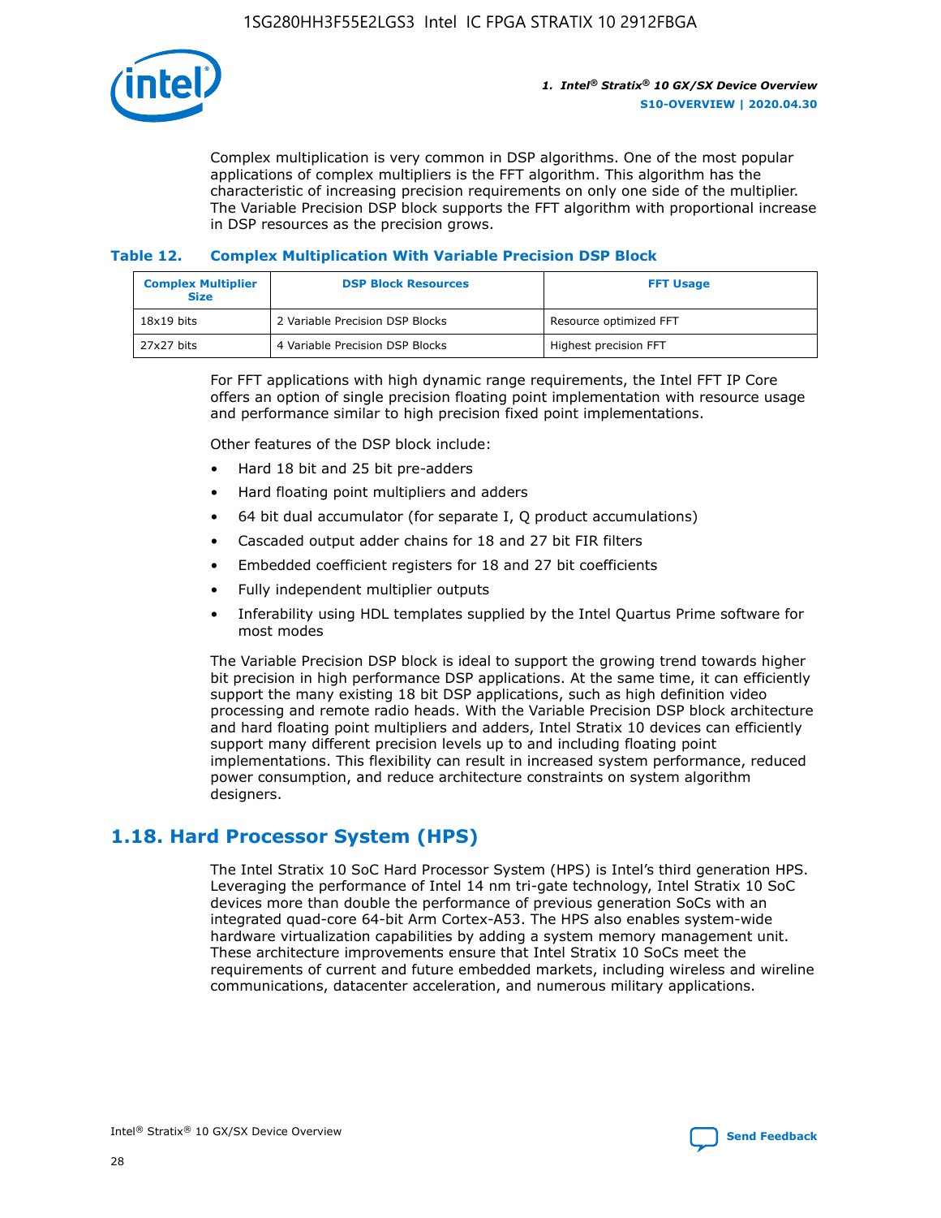Complex multiplication is very common in DSP algorithms. One of the most popular applications of complex multipliers is the FFT algorithm. This algorithm has the characteristic of increasing precision requirements on only one side of the multiplier. The Variable Precision DSP block supports the FFT algorithm with proportional increase in DSP resources as the precision grows.

### Table 12. Complex Multiplication With Variable Precision DSP Block

| Complex Multiplier Size | DSP Block Resources | FFT Usage |
|---|---|---|
| 18x19 bits | 2 Variable Precision DSP Blocks | Resource optimized FFT |
| 27x27 bits | 4 Variable Precision DSP Blocks | Highest precision FFT |

For FFT applications with high dynamic range requirements, the Intel FFT IP Core offers an option of single precision floating point implementation with resource usage and performance similar to high precision fixed point implementations.

Other features of the DSP block include:

- Hard 18 bit and 25 bit pre-adders
- Hard floating point multipliers and adders
- 64 bit dual accumulator (for separate I, Q product accumulations)
- Cascaded output adder chains for 18 and 27 bit FIR filters
- Embedded coefficient registers for 18 and 27 bit coefficients
- Fully independent multiplier outputs
- Inferability using HDL templates supplied by the Intel Quartus Prime software for most modes

The Variable Precision DSP block is ideal to support the growing trend towards higher bit precision in high performance DSP applications. At the same time, it can efficiently support the many existing 18 bit DSP applications, such as high definition video processing and remote radio heads. With the Variable Precision DSP block architecture and hard floating point multipliers and adders, Intel Stratix 10 devices can efficiently support many different precision levels up to and including floating point implementations. This flexibility can result in increased system performance, reduced power consumption, and reduce architecture constraints on system algorithm designers.

## 1.18. Hard Processor System (HPS)

The Intel Stratix 10 SoC Hard Processor System (HPS) is Intel's third generation HPS. Leveraging the performance of Intel 14 nm tri-gate technology, Intel Stratix 10 SoC devices more than double the performance of previous generation SoCs with an integrated quad-core 64-bit Arm Cortex-A53. The HPS also enables system-wide hardware virtualization capabilities by adding a system memory management unit. These architecture improvements ensure that Intel Stratix 10 SoCs meet the requirements of current and future embedded markets, including wireless and wireline communications, datacenter acceleration, and numerous military applications.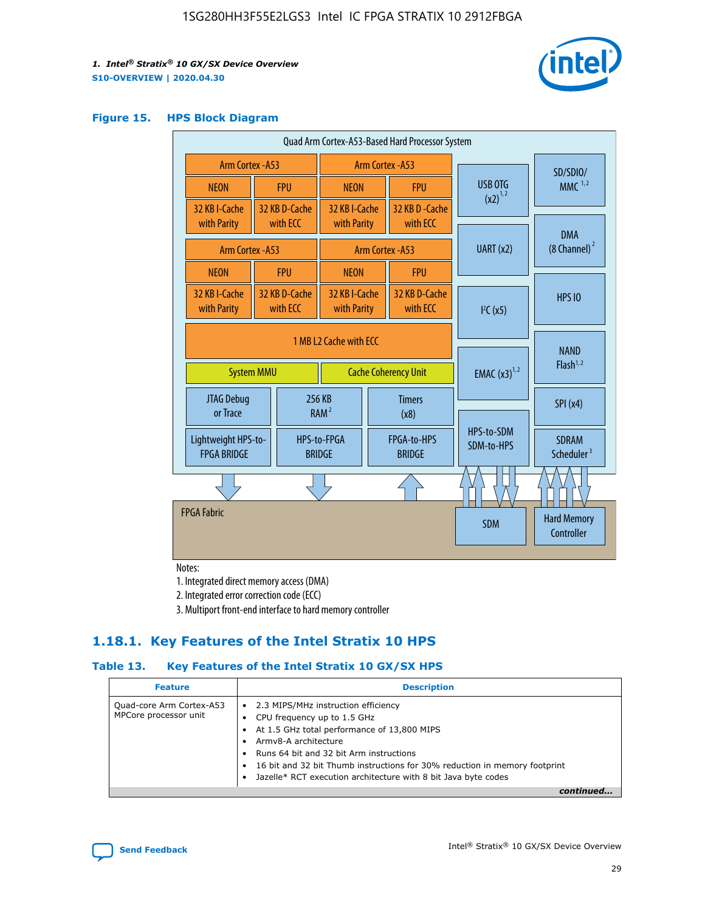## Figure 15. HPS Block Diagram

Quad Arm Cortex-A53-Based Hard Processor System

| Arm Cortex -A53 | | Arm Cortex -A53 | |
|---|---|---|---|
| NEON | FPU | NEON | FPU |
| 32 KB I-Cache with Parity | 32 KB D-Cache with ECC | 32 KB I-Cache with Parity | 32 KB D -Cache with ECC |

| Arm Cortex -A53 | | Arm Cortex -A53 | |
|---|---|---|---|
| NEON | FPU | NEON | FPU |
| 32 KB I-Cache with Parity | 32 KB D-Cache with ECC | 32 KB I-Cache with Parity | 32 KB D-Cache with ECC |

1 MB L2 Cache with ECC

System MMU | Cache Coherency Unit

JTAG Debug or Trace | 256 KB RAM [2] | Timers (x8)

Lightweight HPS-to-FPGA BRIDGE | HPS-to-FPGA BRIDGE | FPGA-to-HPS BRIDGE

USB OTG (x2) [1,2] | SD/SDIO/MMC [1,2] | UART (x2) | DMA (8 Channel) [2] | I²C (x5) | HPS IO | EMAC (x3) [1,2] | NAND Flash [1,2] | SPI (x4) | HPS-to-SDM SDM-to-HPS | SDRAM Scheduler [3]

FPGA Fabric | SDM | Hard Memory Controller

Notes:
1. Integrated direct memory access (DMA)
2. Integrated error correction code (ECC)
3. Multiport front-end interface to hard memory controller

## 1.18.1. Key Features of the Intel Stratix 10 HPS

### Table 13. Key Features of the Intel Stratix 10 GX/SX HPS

| Feature | Description |
|---|---|
| Quad-core Arm Cortex-A53 MPCore processor unit | • 2.3 MIPS/MHz instruction efficiency<br>• CPU frequency up to 1.5 GHz<br>• At 1.5 GHz total performance of 13,800 MIPS<br>• Armv8-A architecture<br>• Runs 64 bit and 32 bit Arm instructions<br>• 16 bit and 32 bit Thumb instructions for 30% reduction in memory footprint<br>• Jazelle* RCT execution architecture with 8 bit Java byte codes |

*continued...*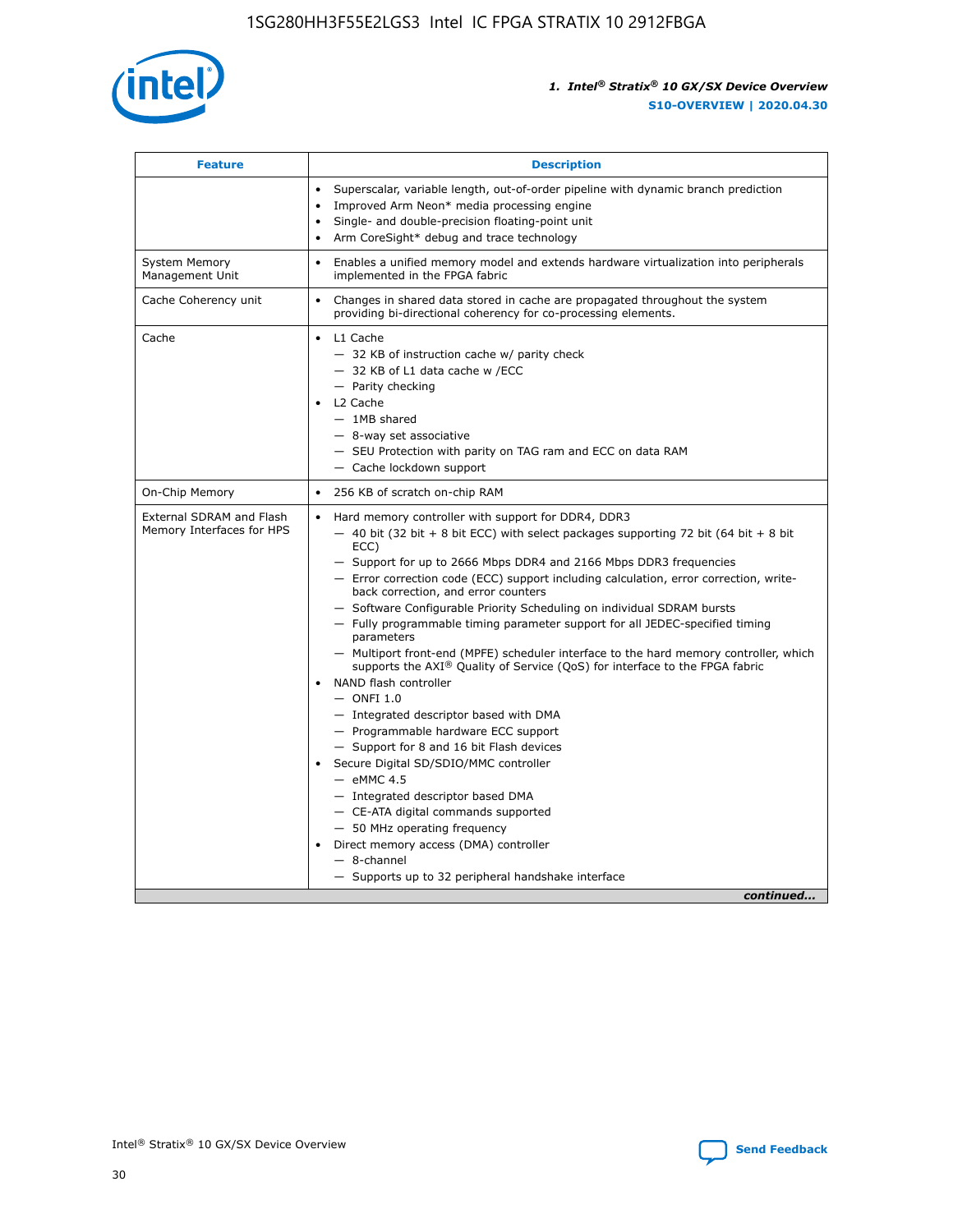| Feature | Description |
| --- | --- |
|  | • Superscalar, variable length, out-of-order pipeline with dynamic branch prediction<br>• Improved Arm Neon* media processing engine<br>• Single- and double-precision floating-point unit<br>• Arm CoreSight* debug and trace technology |
| System Memory Management Unit | • Enables a unified memory model and extends hardware virtualization into peripherals implemented in the FPGA fabric |
| Cache Coherency unit | • Changes in shared data stored in cache are propagated throughout the system providing bi-directional coherency for co-processing elements. |
| Cache | • L1 Cache<br>— 32 KB of instruction cache w/ parity check<br>— 32 KB of L1 data cache w /ECC<br>— Parity checking<br>• L2 Cache<br>— 1MB shared<br>— 8-way set associative<br>— SEU Protection with parity on TAG ram and ECC on data RAM<br>— Cache lockdown support |
| On-Chip Memory | • 256 KB of scratch on-chip RAM |
| External SDRAM and Flash Memory Interfaces for HPS | • Hard memory controller with support for DDR4, DDR3<br>— 40 bit (32 bit + 8 bit ECC) with select packages supporting 72 bit (64 bit + 8 bit ECC)<br>— Support for up to 2666 Mbps DDR4 and 2166 Mbps DDR3 frequencies<br>— Error correction code (ECC) support including calculation, error correction, write-back correction, and error counters<br>— Software Configurable Priority Scheduling on individual SDRAM bursts<br>— Fully programmable timing parameter support for all JEDEC-specified timing parameters<br>— Multiport front-end (MPFE) scheduler interface to the hard memory controller, which supports the AXI® Quality of Service (QoS) for interface to the FPGA fabric<br>• NAND flash controller<br>— ONFI 1.0<br>— Integrated descriptor based with DMA<br>— Programmable hardware ECC support<br>— Support for 8 and 16 bit Flash devices<br>• Secure Digital SD/SDIO/MMC controller<br>— eMMC 4.5<br>— Integrated descriptor based DMA<br>— CE-ATA digital commands supported<br>— 50 MHz operating frequency<br>• Direct memory access (DMA) controller<br>— 8-channel<br>— Supports up to 32 peripheral handshake interface |

*continued...*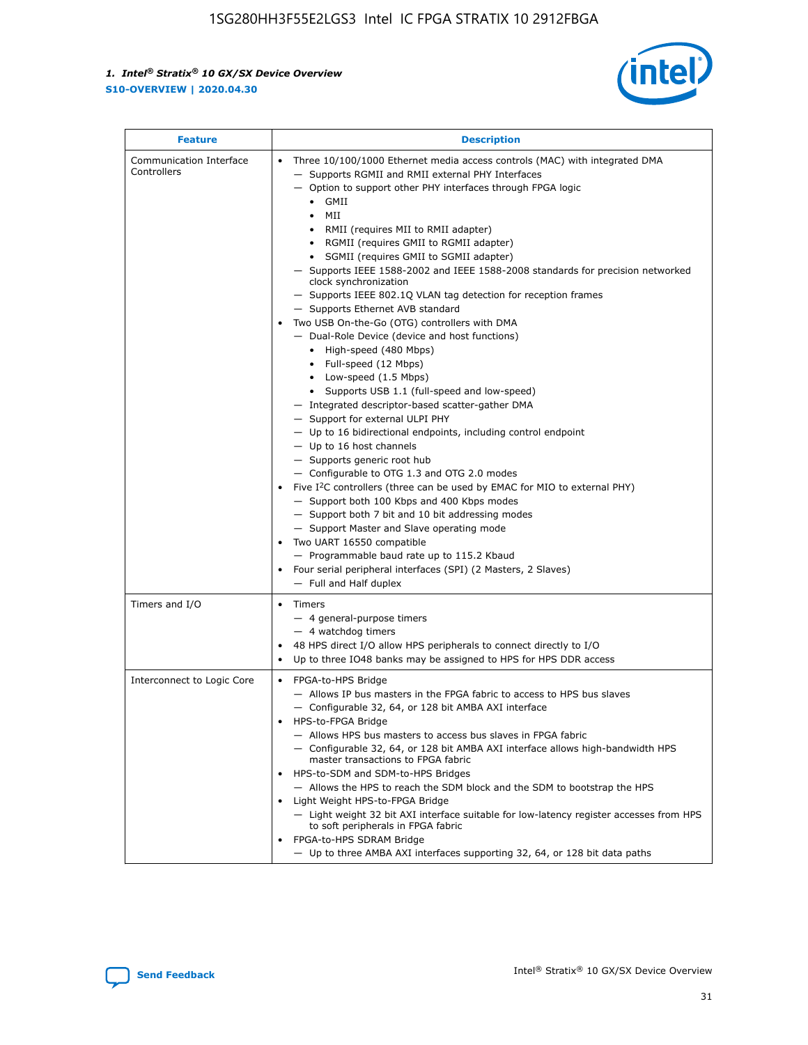| Feature | Description |
| --- | --- |
| Communication Interface Controllers | • Three 10/100/1000 Ethernet media access controls (MAC) with integrated DMA<br>— Supports RGMII and RMII external PHY Interfaces<br>— Option to support other PHY interfaces through FPGA logic<br>• GMII<br>• MII<br>• RMII (requires MII to RMII adapter)<br>• RGMII (requires GMII to RGMII adapter)<br>• SGMII (requires GMII to SGMII adapter)<br>— Supports IEEE 1588-2002 and IEEE 1588-2008 standards for precision networked clock synchronization<br>— Supports IEEE 802.1Q VLAN tag detection for reception frames<br>— Supports Ethernet AVB standard<br>• Two USB On-the-Go (OTG) controllers with DMA<br>— Dual-Role Device (device and host functions)<br>• High-speed (480 Mbps)<br>• Full-speed (12 Mbps)<br>• Low-speed (1.5 Mbps)<br>• Supports USB 1.1 (full-speed and low-speed)<br>— Integrated descriptor-based scatter-gather DMA<br>— Support for external ULPI PHY<br>— Up to 16 bidirectional endpoints, including control endpoint<br>— Up to 16 host channels<br>— Supports generic root hub<br>— Configurable to OTG 1.3 and OTG 2.0 modes<br>• Five I$^2$C controllers (three can be used by EMAC for MIO to external PHY)<br>— Support both 100 Kbps and 400 Kbps modes<br>— Support both 7 bit and 10 bit addressing modes<br>— Support Master and Slave operating mode<br>• Two UART 16550 compatible<br>— Programmable baud rate up to 115.2 Kbaud<br>• Four serial peripheral interfaces (SPI) (2 Masters, 2 Slaves)<br>— Full and Half duplex |
| Timers and I/O | • Timers<br>— 4 general-purpose timers<br>— 4 watchdog timers<br>• 48 HPS direct I/O allow HPS peripherals to connect directly to I/O<br>• Up to three IO48 banks may be assigned to HPS for HPS DDR access |
| Interconnect to Logic Core | • FPGA-to-HPS Bridge<br>— Allows IP bus masters in the FPGA fabric to access to HPS bus slaves<br>— Configurable 32, 64, or 128 bit AMBA AXI interface<br>• HPS-to-FPGA Bridge<br>— Allows HPS bus masters to access bus slaves in FPGA fabric<br>— Configurable 32, 64, or 128 bit AMBA AXI interface allows high-bandwidth HPS master transactions to FPGA fabric<br>• HPS-to-SDM and SDM-to-HPS Bridges<br>— Allows the HPS to reach the SDM block and the SDM to bootstrap the HPS<br>• Light Weight HPS-to-FPGA Bridge<br>— Light weight 32 bit AXI interface suitable for low-latency register accesses from HPS to soft peripherals in FPGA fabric<br>• FPGA-to-HPS SDRAM Bridge<br>— Up to three AMBA AXI interfaces supporting 32, 64, or 128 bit data paths |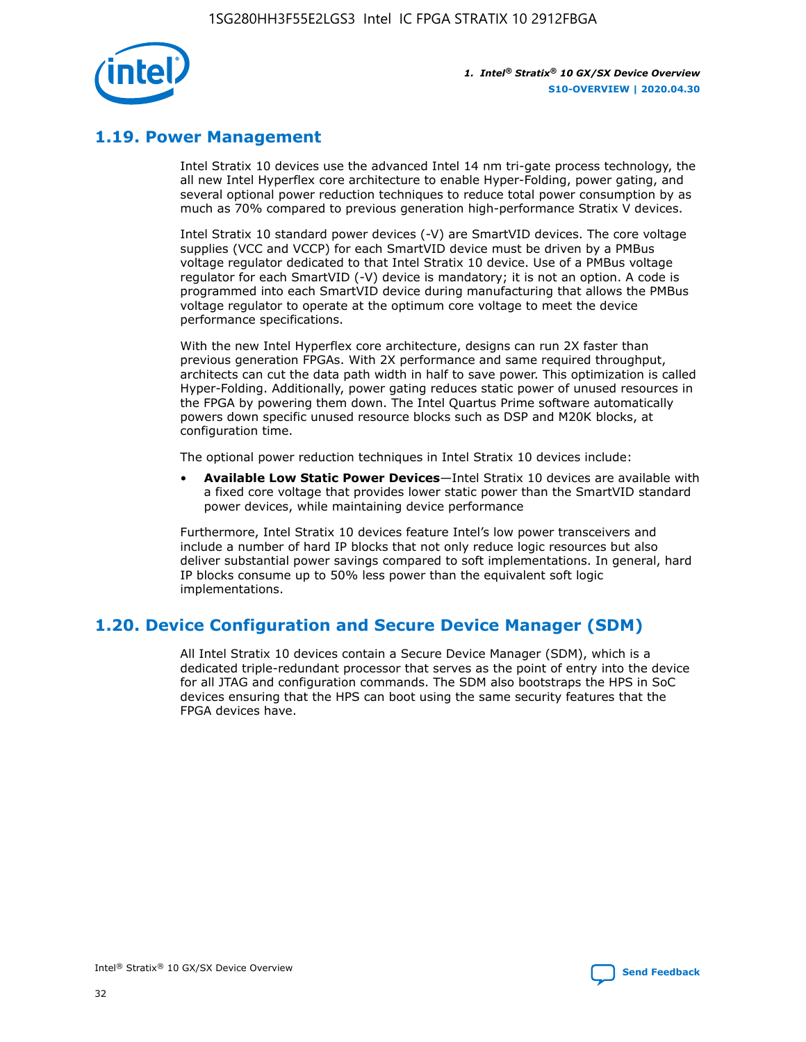## 1.19. Power Management

Intel Stratix 10 devices use the advanced Intel 14 nm tri-gate process technology, the all new Intel Hyperflex core architecture to enable Hyper-Folding, power gating, and several optional power reduction techniques to reduce total power consumption by as much as 70% compared to previous generation high-performance Stratix V devices.

Intel Stratix 10 standard power devices (-V) are SmartVID devices. The core voltage supplies (VCC and VCCP) for each SmartVID device must be driven by a PMBus voltage regulator dedicated to that Intel Stratix 10 device. Use of a PMBus voltage regulator for each SmartVID (-V) device is mandatory; it is not an option. A code is programmed into each SmartVID device during manufacturing that allows the PMBus voltage regulator to operate at the optimum core voltage to meet the device performance specifications.

With the new Intel Hyperflex core architecture, designs can run 2X faster than previous generation FPGAs. With 2X performance and same required throughput, architects can cut the data path width in half to save power. This optimization is called Hyper-Folding. Additionally, power gating reduces static power of unused resources in the FPGA by powering them down. The Intel Quartus Prime software automatically powers down specific unused resource blocks such as DSP and M20K blocks, at configuration time.

The optional power reduction techniques in Intel Stratix 10 devices include:

- **Available Low Static Power Devices**—Intel Stratix 10 devices are available with a fixed core voltage that provides lower static power than the SmartVID standard power devices, while maintaining device performance

Furthermore, Intel Stratix 10 devices feature Intel's low power transceivers and include a number of hard IP blocks that not only reduce logic resources but also deliver substantial power savings compared to soft implementations. In general, hard IP blocks consume up to 50% less power than the equivalent soft logic implementations.

## 1.20. Device Configuration and Secure Device Manager (SDM)

All Intel Stratix 10 devices contain a Secure Device Manager (SDM), which is a dedicated triple-redundant processor that serves as the point of entry into the device for all JTAG and configuration commands. The SDM also bootstraps the HPS in SoC devices ensuring that the HPS can boot using the same security features that the FPGA devices have.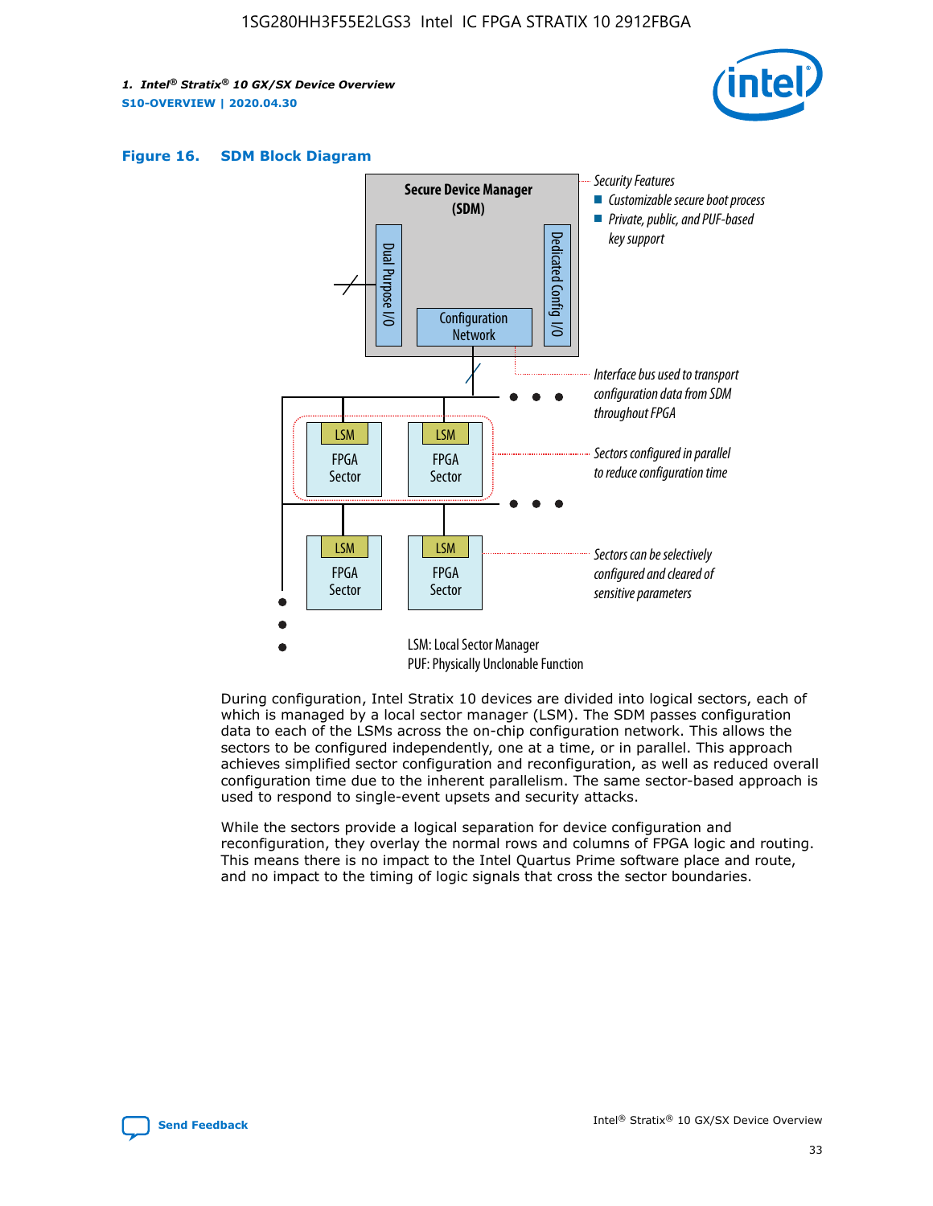**Figure 16. SDM Block Diagram**

Secure Device Manager (SDM)

Dual Purpose I/O

Configuration Network

Dedicated Config I/O

Security Features
- Customizable secure boot process
- Private, public, and PUF-based key support

Interface bus used to transport configuration data from SDM throughout FPGA

LSM FPGA Sector

Sectors configured in parallel to reduce configuration time

Sectors can be selectively configured and cleared of sensitive parameters

LSM: Local Sector Manager
PUF: Physically Unclonable Function

During configuration, Intel Stratix 10 devices are divided into logical sectors, each of which is managed by a local sector manager (LSM). The SDM passes configuration data to each of the LSMs across the on-chip configuration network. This allows the sectors to be configured independently, one at a time, or in parallel. This approach achieves simplified sector configuration and reconfiguration, as well as reduced overall configuration time due to the inherent parallelism. The same sector-based approach is used to respond to single-event upsets and security attacks.

While the sectors provide a logical separation for device configuration and reconfiguration, they overlay the normal rows and columns of FPGA logic and routing. This means there is no impact to the Intel Quartus Prime software place and route, and no impact to the timing of logic signals that cross the sector boundaries.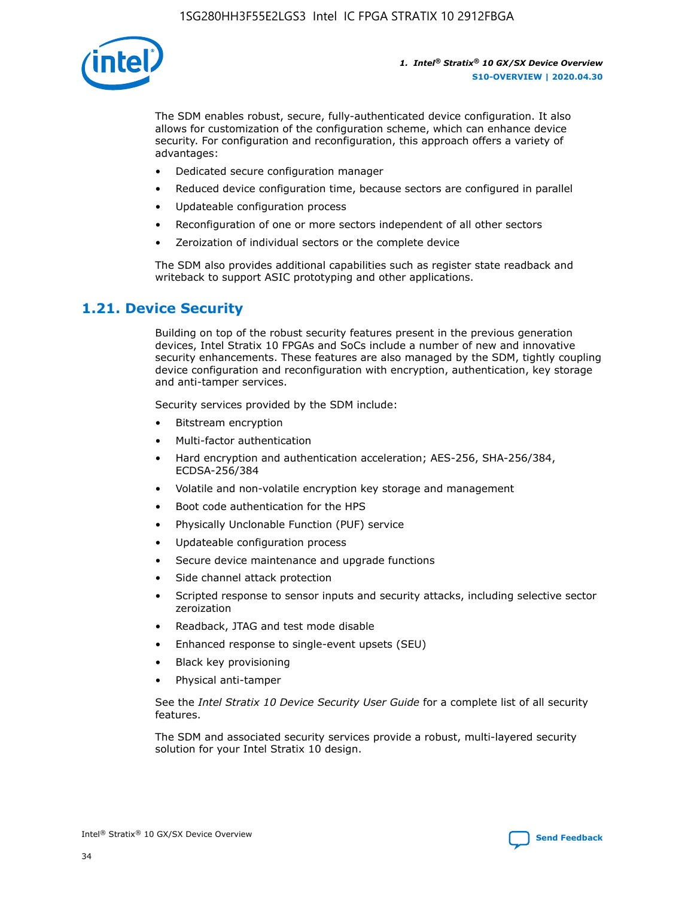The SDM enables robust, secure, fully-authenticated device configuration. It also allows for customization of the configuration scheme, which can enhance device security. For configuration and reconfiguration, this approach offers a variety of advantages:

- Dedicated secure configuration manager
- Reduced device configuration time, because sectors are configured in parallel
- Updateable configuration process
- Reconfiguration of one or more sectors independent of all other sectors
- Zeroization of individual sectors or the complete device

The SDM also provides additional capabilities such as register state readback and writeback to support ASIC prototyping and other applications.

## 1.21. Device Security

Building on top of the robust security features present in the previous generation devices, Intel Stratix 10 FPGAs and SoCs include a number of new and innovative security enhancements. These features are also managed by the SDM, tightly coupling device configuration and reconfiguration with encryption, authentication, key storage and anti-tamper services.

Security services provided by the SDM include:

- Bitstream encryption
- Multi-factor authentication
- Hard encryption and authentication acceleration; AES-256, SHA-256/384, ECDSA-256/384
- Volatile and non-volatile encryption key storage and management
- Boot code authentication for the HPS
- Physically Unclonable Function (PUF) service
- Updateable configuration process
- Secure device maintenance and upgrade functions
- Side channel attack protection
- Scripted response to sensor inputs and security attacks, including selective sector zeroization
- Readback, JTAG and test mode disable
- Enhanced response to single-event upsets (SEU)
- Black key provisioning
- Physical anti-tamper

See the *Intel Stratix 10 Device Security User Guide* for a complete list of all security features.

The SDM and associated security services provide a robust, multi-layered security solution for your Intel Stratix 10 design.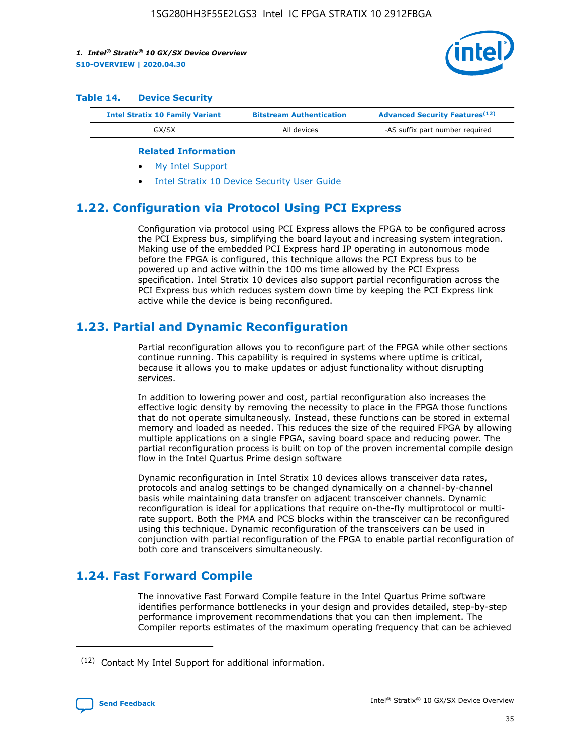#### Table 14. Device Security

| Intel Stratix 10 Family Variant | Bitstream Authentication | Advanced Security Features[12] |
|---|---|---|
| GX/SX | All devices | -AS suffix part number required |

**Related Information**

- My Intel Support
- Intel Stratix 10 Device Security User Guide

## 1.22. Configuration via Protocol Using PCI Express

Configuration via protocol using PCI Express allows the FPGA to be configured across the PCI Express bus, simplifying the board layout and increasing system integration. Making use of the embedded PCI Express hard IP operating in autonomous mode before the FPGA is configured, this technique allows the PCI Express bus to be powered up and active within the 100 ms time allowed by the PCI Express specification. Intel Stratix 10 devices also support partial reconfiguration across the PCI Express bus which reduces system down time by keeping the PCI Express link active while the device is being reconfigured.

## 1.23. Partial and Dynamic Reconfiguration

Partial reconfiguration allows you to reconfigure part of the FPGA while other sections continue running. This capability is required in systems where uptime is critical, because it allows you to make updates or adjust functionality without disrupting services.

In addition to lowering power and cost, partial reconfiguration also increases the effective logic density by removing the necessity to place in the FPGA those functions that do not operate simultaneously. Instead, these functions can be stored in external memory and loaded as needed. This reduces the size of the required FPGA by allowing multiple applications on a single FPGA, saving board space and reducing power. The partial reconfiguration process is built on top of the proven incremental compile design flow in the Intel Quartus Prime design software

Dynamic reconfiguration in Intel Stratix 10 devices allows transceiver data rates, protocols and analog settings to be changed dynamically on a channel-by-channel basis while maintaining data transfer on adjacent transceiver channels. Dynamic reconfiguration is ideal for applications that require on-the-fly multiprotocol or multi-rate support. Both the PMA and PCS blocks within the transceiver can be reconfigured using this technique. Dynamic reconfiguration of the transceivers can be used in conjunction with partial reconfiguration of the FPGA to enable partial reconfiguration of both core and transceivers simultaneously.

## 1.24. Fast Forward Compile

The innovative Fast Forward Compile feature in the Intel Quartus Prime software identifies performance bottlenecks in your design and provides detailed, step-by-step performance improvement recommendations that you can then implement. The Compiler reports estimates of the maximum operating frequency that can be achieved

[12] Contact My Intel Support for additional information.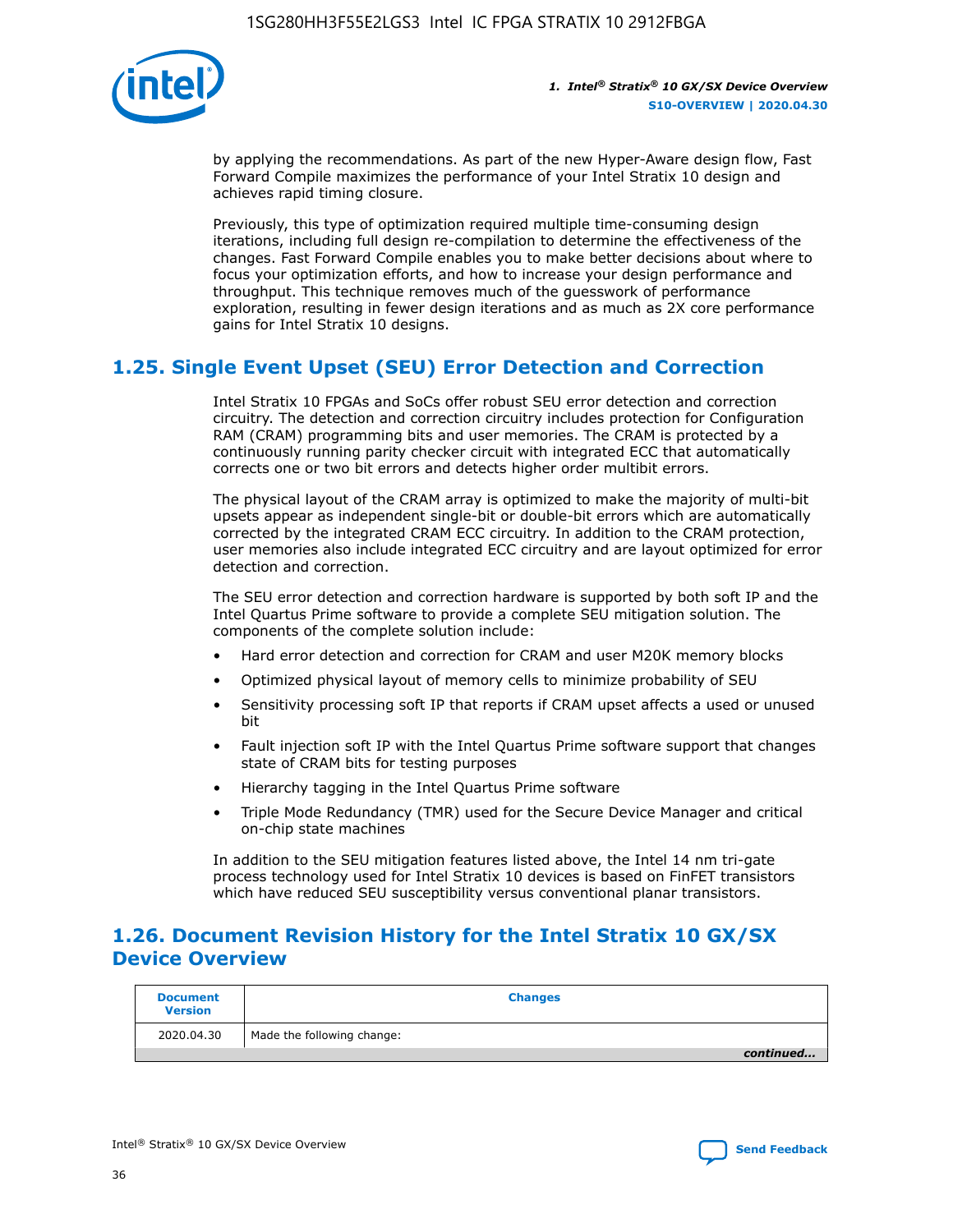by applying the recommendations. As part of the new Hyper-Aware design flow, Fast Forward Compile maximizes the performance of your Intel Stratix 10 design and achieves rapid timing closure.

Previously, this type of optimization required multiple time-consuming design iterations, including full design re-compilation to determine the effectiveness of the changes. Fast Forward Compile enables you to make better decisions about where to focus your optimization efforts, and how to increase your design performance and throughput. This technique removes much of the guesswork of performance exploration, resulting in fewer design iterations and as much as 2X core performance gains for Intel Stratix 10 designs.

## 1.25. Single Event Upset (SEU) Error Detection and Correction

Intel Stratix 10 FPGAs and SoCs offer robust SEU error detection and correction circuitry. The detection and correction circuitry includes protection for Configuration RAM (CRAM) programming bits and user memories. The CRAM is protected by a continuously running parity checker circuit with integrated ECC that automatically corrects one or two bit errors and detects higher order multibit errors.

The physical layout of the CRAM array is optimized to make the majority of multi-bit upsets appear as independent single-bit or double-bit errors which are automatically corrected by the integrated CRAM ECC circuitry. In addition to the CRAM protection, user memories also include integrated ECC circuitry and are layout optimized for error detection and correction.

The SEU error detection and correction hardware is supported by both soft IP and the Intel Quartus Prime software to provide a complete SEU mitigation solution. The components of the complete solution include:

- Hard error detection and correction for CRAM and user M20K memory blocks
- Optimized physical layout of memory cells to minimize probability of SEU
- Sensitivity processing soft IP that reports if CRAM upset affects a used or unused bit
- Fault injection soft IP with the Intel Quartus Prime software support that changes state of CRAM bits for testing purposes
- Hierarchy tagging in the Intel Quartus Prime software
- Triple Mode Redundancy (TMR) used for the Secure Device Manager and critical on-chip state machines

In addition to the SEU mitigation features listed above, the Intel 14 nm tri-gate process technology used for Intel Stratix 10 devices is based on FinFET transistors which have reduced SEU susceptibility versus conventional planar transistors.

## 1.26. Document Revision History for the Intel Stratix 10 GX/SX Device Overview

| Document Version | Changes |
|---|---|
| 2020.04.30 | Made the following change: |

*continued...*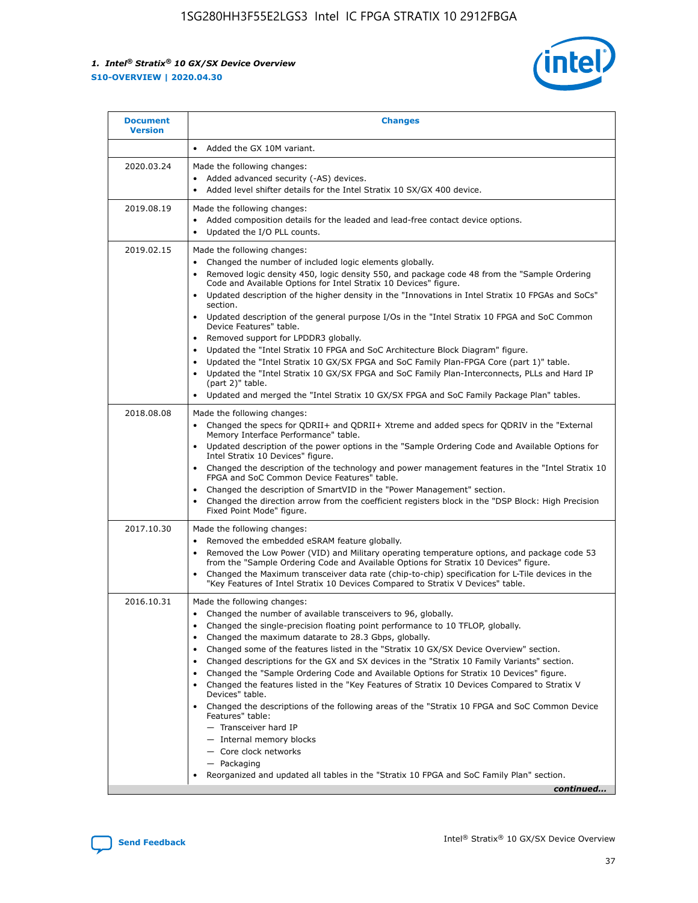| Document Version | Changes |
|---|---|
| | • Added the GX 10M variant. |
| 2020.03.24 | Made the following changes:<br>• Added advanced security (-AS) devices.<br>• Added level shifter details for the Intel Stratix 10 SX/GX 400 device. |
| 2019.08.19 | Made the following changes:<br>• Added composition details for the leaded and lead-free contact device options.<br>• Updated the I/O PLL counts. |
| 2019.02.15 | Made the following changes:<br>• Changed the number of included logic elements globally.<br>• Removed logic density 450, logic density 550, and package code 48 from the "Sample Ordering Code and Available Options for Intel Stratix 10 Devices" figure.<br>• Updated description of the higher density in the "Innovations in Intel Stratix 10 FPGAs and SoCs" section.<br>• Updated description of the general purpose I/Os in the "Intel Stratix 10 FPGA and SoC Common Device Features" table.<br>• Removed support for LPDDR3 globally.<br>• Updated the "Intel Stratix 10 FPGA and SoC Architecture Block Diagram" figure.<br>• Updated the "Intel Stratix 10 GX/SX FPGA and SoC Family Plan-FPGA Core (part 1)" table.<br>• Updated the "Intel Stratix 10 GX/SX FPGA and SoC Family Plan-Interconnects, PLLs and Hard IP (part 2)" table.<br>• Updated and merged the "Intel Stratix 10 GX/SX FPGA and SoC Family Package Plan" tables. |
| 2018.08.08 | Made the following changes:<br>• Changed the specs for QDRII+ and QDRII+ Xtreme and added specs for QDRIV in the "External Memory Interface Performance" table.<br>• Updated description of the power options in the "Sample Ordering Code and Available Options for Intel Stratix 10 Devices" figure.<br>• Changed the description of the technology and power management features in the "Intel Stratix 10 FPGA and SoC Common Device Features" table.<br>• Changed the description of SmartVID in the "Power Management" section.<br>• Changed the direction arrow from the coefficient registers block in the "DSP Block: High Precision Fixed Point Mode" figure. |
| 2017.10.30 | Made the following changes:<br>• Removed the embedded eSRAM feature globally.<br>• Removed the Low Power (VID) and Military operating temperature options, and package code 53 from the "Sample Ordering Code and Available Options for Stratix 10 Devices" figure.<br>• Changed the Maximum transceiver data rate (chip-to-chip) specification for L-Tile devices in the "Key Features of Intel Stratix 10 Devices Compared to Stratix V Devices" table. |
| 2016.10.31 | Made the following changes:<br>• Changed the number of available transceivers to 96, globally.<br>• Changed the single-precision floating point performance to 10 TFLOP, globally.<br>• Changed the maximum datarate to 28.3 Gbps, globally.<br>• Changed some of the features listed in the "Stratix 10 GX/SX Device Overview" section.<br>• Changed descriptions for the GX and SX devices in the "Stratix 10 Family Variants" section.<br>• Changed the "Sample Ordering Code and Available Options for Stratix 10 Devices" figure.<br>• Changed the features listed in the "Key Features of Stratix 10 Devices Compared to Stratix V Devices" table.<br>• Changed the descriptions of the following areas of the "Stratix 10 FPGA and SoC Common Device Features" table:<br>— Transceiver hard IP<br>— Internal memory blocks<br>— Core clock networks<br>— Packaging<br>• Reorganized and updated all tables in the "Stratix 10 FPGA and SoC Family Plan" section. |

*continued...*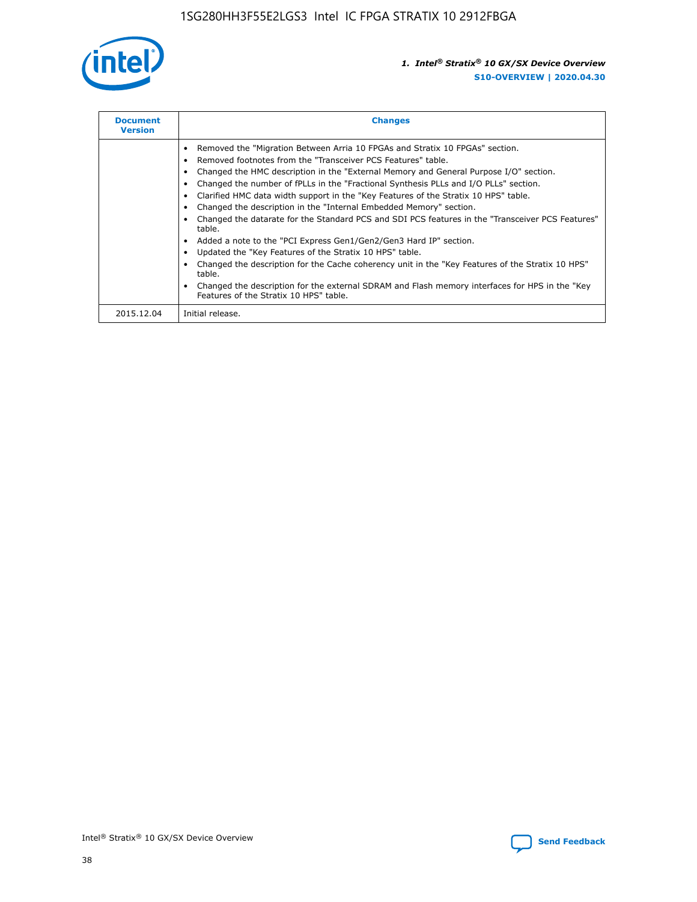| Document Version | Changes |
| --- | --- |
| | • Removed the "Migration Between Arria 10 FPGAs and Stratix 10 FPGAs" section.<br>• Removed footnotes from the "Transceiver PCS Features" table.<br>• Changed the HMC description in the "External Memory and General Purpose I/O" section.<br>• Changed the number of fPLLs in the "Fractional Synthesis PLLs and I/O PLLs" section.<br>• Clarified HMC data width support in the "Key Features of the Stratix 10 HPS" table.<br>• Changed the description in the "Internal Embedded Memory" section.<br>• Changed the datarate for the Standard PCS and SDI PCS features in the "Transceiver PCS Features" table.<br>• Added a note to the "PCI Express Gen1/Gen2/Gen3 Hard IP" section.<br>• Updated the "Key Features of the Stratix 10 HPS" table.<br>• Changed the description for the Cache coherency unit in the "Key Features of the Stratix 10 HPS" table.<br>• Changed the description for the external SDRAM and Flash memory interfaces for HPS in the "Key Features of the Stratix 10 HPS" table. |
| 2015.12.04 | Initial release. |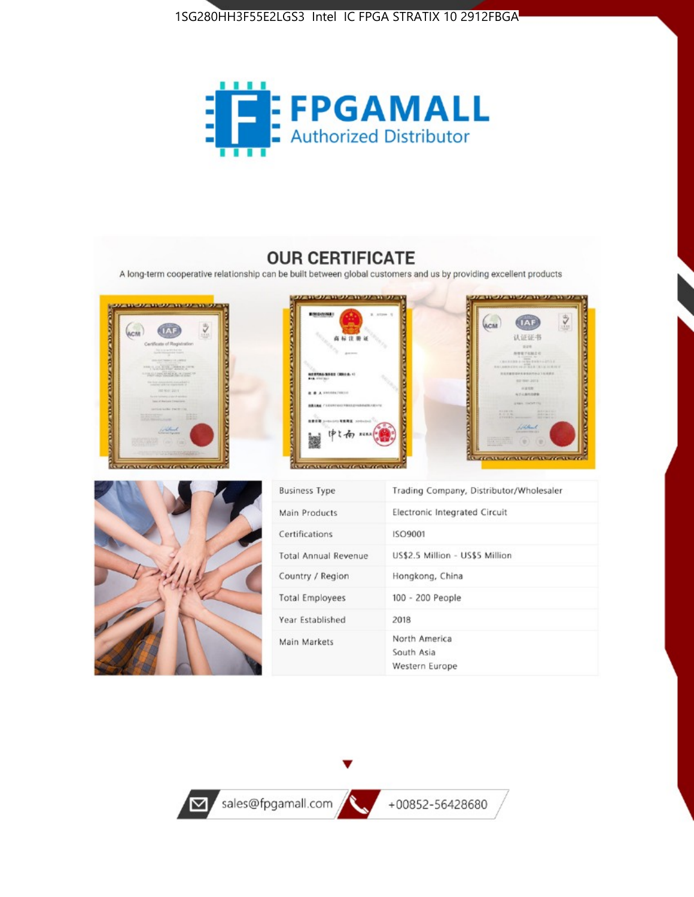# FPGAMALL

Authorized Distributor

## OUR CERTIFICATE

A long-term cooperative relationship can be built between global customers and us by providing excellent products

| | |
|---|---|
| Business Type | Trading Company, Distributor/Wholesaler |
| Main Products | Electronic Integrated Circuit |
| Certifications | ISO9001 |
| Total Annual Revenue | US$2.5 Million - US$5 Million |
| Country / Region | Hongkong, China |
| Total Employees | 100 - 200 People |
| Year Established | 2018 |
| Main Markets | North America<br>South Asia<br>Western Europe |

sales@fpgamall.com

+00852-56428680